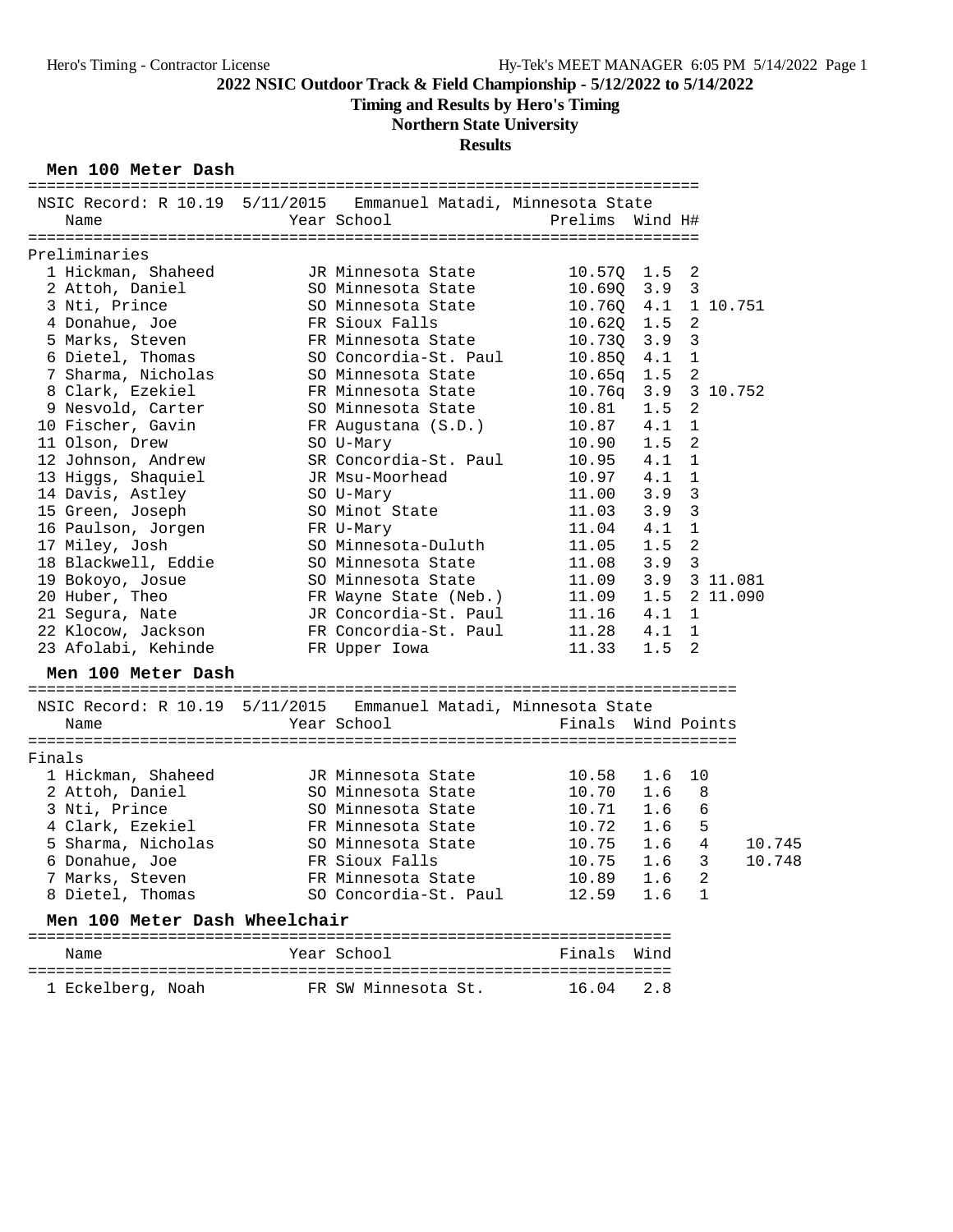# 2022 NSIC Outdoor Track & Field Championship - 5/12/2022 to 5/14/2022

**Timing and Results by Hero's Timing**

**Northern State University**

**Results**

## Men 100 Meter Dash

NSIC Record: R 10.19 5/11/2015 Emmanuel Matadi, Minnesota State

### Preliminaries

| Place | Name | Year | School | Prelims | Wind | H# | |
|---|---|---|---|---|---|---|---|
| 1 | Hickman, Shaheed | JR | Minnesota State | 10.57Q | 1.5 | 2 | |
| 2 | Attoh, Daniel | SO | Minnesota State | 10.69Q | 3.9 | 3 | |
| 3 | Nti, Prince | SO | Minnesota State | 10.76Q | 4.1 | 1 | 10.751 |
| 4 | Donahue, Joe | FR | Sioux Falls | 10.62Q | 1.5 | 2 | |
| 5 | Marks, Steven | FR | Minnesota State | 10.73Q | 3.9 | 3 | |
| 6 | Dietel, Thomas | SO | Concordia-St. Paul | 10.85Q | 4.1 | 1 | |
| 7 | Sharma, Nicholas | SO | Minnesota State | 10.65q | 1.5 | 2 | |
| 8 | Clark, Ezekiel | FR | Minnesota State | 10.76q | 3.9 | 3 | 10.752 |
| 9 | Nesvold, Carter | SO | Minnesota State | 10.81 | 1.5 | 2 | |
| 10 | Fischer, Gavin | FR | Augustana (S.D.) | 10.87 | 4.1 | 1 | |
| 11 | Olson, Drew | SO | U-Mary | 10.90 | 1.5 | 2 | |
| 12 | Johnson, Andrew | SR | Concordia-St. Paul | 10.95 | 4.1 | 1 | |
| 13 | Higgs, Shaquiel | JR | Msu-Moorhead | 10.97 | 4.1 | 1 | |
| 14 | Davis, Astley | SO | U-Mary | 11.00 | 3.9 | 3 | |
| 15 | Green, Joseph | SO | Minot State | 11.03 | 3.9 | 3 | |
| 16 | Paulson, Jorgen | FR | U-Mary | 11.04 | 4.1 | 1 | |
| 17 | Miley, Josh | SO | Minnesota-Duluth | 11.05 | 1.5 | 2 | |
| 18 | Blackwell, Eddie | SO | Minnesota State | 11.08 | 3.9 | 3 | |
| 19 | Bokoyo, Josue | SO | Minnesota State | 11.09 | 3.9 | 3 | 11.081 |
| 20 | Huber, Theo | FR | Wayne State (Neb.) | 11.09 | 1.5 | 2 | 11.090 |
| 21 | Segura, Nate | JR | Concordia-St. Paul | 11.16 | 4.1 | 1 | |
| 22 | Klocow, Jackson | FR | Concordia-St. Paul | 11.28 | 4.1 | 1 | |
| 23 | Afolabi, Kehinde | FR | Upper Iowa | 11.33 | 1.5 | 2 | |

## Men 100 Meter Dash

NSIC Record: R 10.19 5/11/2015 Emmanuel Matadi, Minnesota State

### Finals

| Place | Name | Year | School | Finals | Wind | Points | |
|---|---|---|---|---|---|---|---|
| 1 | Hickman, Shaheed | JR | Minnesota State | 10.58 | 1.6 | 10 | |
| 2 | Attoh, Daniel | SO | Minnesota State | 10.70 | 1.6 | 8 | |
| 3 | Nti, Prince | SO | Minnesota State | 10.71 | 1.6 | 6 | |
| 4 | Clark, Ezekiel | FR | Minnesota State | 10.72 | 1.6 | 5 | |
| 5 | Sharma, Nicholas | SO | Minnesota State | 10.75 | 1.6 | 4 | 10.745 |
| 6 | Donahue, Joe | FR | Sioux Falls | 10.75 | 1.6 | 3 | 10.748 |
| 7 | Marks, Steven | FR | Minnesota State | 10.89 | 1.6 | 2 | |
| 8 | Dietel, Thomas | SO | Concordia-St. Paul | 12.59 | 1.6 | 1 | |

## Men 100 Meter Dash Wheelchair

| Place | Name | Year | School | Finals | Wind |
|---|---|---|---|---|---|
| 1 | Eckelberg, Noah | FR | SW Minnesota St. | 16.04 | 2.8 |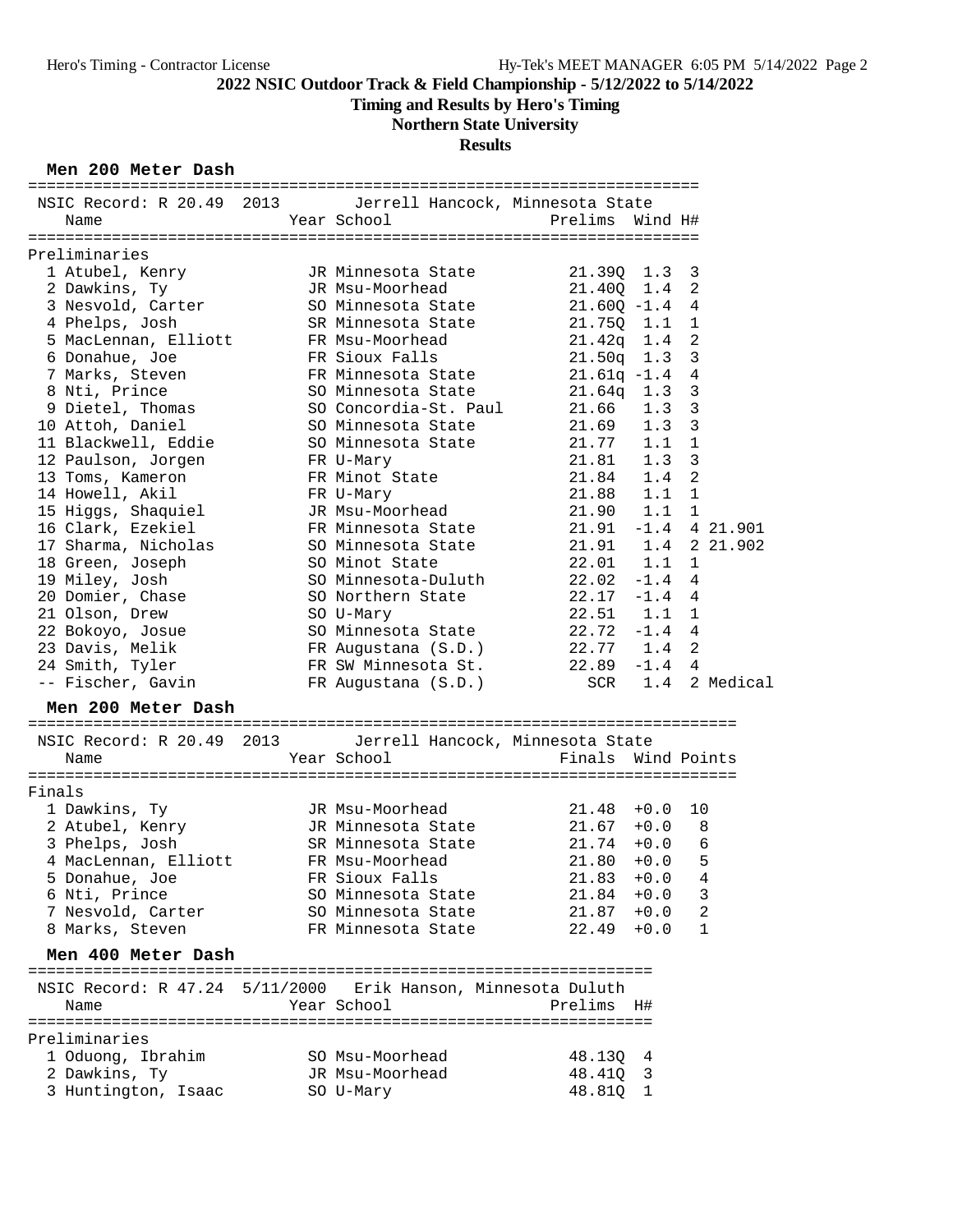## 2022 NSIC Outdoor Track & Field Championship - 5/12/2022 to 5/14/2022

**Timing and Results by Hero's Timing**

**Northern State University**

**Results**

### Men 200 Meter Dash

NSIC Record: R 20.49 2013 Jerrell Hancock, Minnesota State

**Preliminaries**

| Place | Name | Year | School | Prelims | Wind | H# | |
|---|---|---|---|---|---|---|---|
| 1 | Atubel, Kenry | JR | Minnesota State | 21.39Q | 1.3 | 3 | |
| 2 | Dawkins, Ty | JR | Msu-Moorhead | 21.40Q | 1.4 | 2 | |
| 3 | Nesvold, Carter | SO | Minnesota State | 21.60Q | -1.4 | 4 | |
| 4 | Phelps, Josh | SR | Minnesota State | 21.75Q | 1.1 | 1 | |
| 5 | MacLennan, Elliott | FR | Msu-Moorhead | 21.42q | 1.4 | 2 | |
| 6 | Donahue, Joe | FR | Sioux Falls | 21.50q | 1.3 | 3 | |
| 7 | Marks, Steven | FR | Minnesota State | 21.61q | -1.4 | 4 | |
| 8 | Nti, Prince | SO | Minnesota State | 21.64q | 1.3 | 3 | |
| 9 | Dietel, Thomas | SO | Concordia-St. Paul | 21.66 | 1.3 | 3 | |
| 10 | Attoh, Daniel | SO | Minnesota State | 21.69 | 1.3 | 3 | |
| 11 | Blackwell, Eddie | SO | Minnesota State | 21.77 | 1.1 | 1 | |
| 12 | Paulson, Jorgen | FR | U-Mary | 21.81 | 1.3 | 3 | |
| 13 | Toms, Kameron | FR | Minot State | 21.84 | 1.4 | 2 | |
| 14 | Howell, Akil | FR | U-Mary | 21.88 | 1.1 | 1 | |
| 15 | Higgs, Shaquiel | JR | Msu-Moorhead | 21.90 | 1.1 | 1 | |
| 16 | Clark, Ezekiel | FR | Minnesota State | 21.91 | -1.4 | 4 | 21.901 |
| 17 | Sharma, Nicholas | SO | Minnesota State | 21.91 | 1.4 | 2 | 21.902 |
| 18 | Green, Joseph | SO | Minot State | 22.01 | 1.1 | 1 | |
| 19 | Miley, Josh | SO | Minnesota-Duluth | 22.02 | -1.4 | 4 | |
| 20 | Domier, Chase | SO | Northern State | 22.17 | -1.4 | 4 | |
| 21 | Olson, Drew | SO | U-Mary | 22.51 | 1.1 | 1 | |
| 22 | Bokoyo, Josue | SO | Minnesota State | 22.72 | -1.4 | 4 | |
| 23 | Davis, Melik | FR | Augustana (S.D.) | 22.77 | 1.4 | 2 | |
| 24 | Smith, Tyler | FR | SW Minnesota St. | 22.89 | -1.4 | 4 | |
| -- | Fischer, Gavin | FR | Augustana (S.D.) | SCR | 1.4 | 2 | Medical |

### Men 200 Meter Dash

NSIC Record: R 20.49 2013 Jerrell Hancock, Minnesota State

**Finals**

| Place | Name | Year | School | Finals | Wind | Points |
|---|---|---|---|---|---|---|
| 1 | Dawkins, Ty | JR | Msu-Moorhead | 21.48 | +0.0 | 10 |
| 2 | Atubel, Kenry | JR | Minnesota State | 21.67 | +0.0 | 8 |
| 3 | Phelps, Josh | SR | Minnesota State | 21.74 | +0.0 | 6 |
| 4 | MacLennan, Elliott | FR | Msu-Moorhead | 21.80 | +0.0 | 5 |
| 5 | Donahue, Joe | FR | Sioux Falls | 21.83 | +0.0 | 4 |
| 6 | Nti, Prince | SO | Minnesota State | 21.84 | +0.0 | 3 |
| 7 | Nesvold, Carter | SO | Minnesota State | 21.87 | +0.0 | 2 |
| 8 | Marks, Steven | FR | Minnesota State | 22.49 | +0.0 | 1 |

### Men 400 Meter Dash

NSIC Record: R 47.24 5/11/2000 Erik Hanson, Minnesota Duluth

**Preliminaries**

| Place | Name | Year | School | Prelims | H# |
|---|---|---|---|---|---|
| 1 | Oduong, Ibrahim | SO | Msu-Moorhead | 48.13Q | 4 |
| 2 | Dawkins, Ty | JR | Msu-Moorhead | 48.41Q | 3 |
| 3 | Huntington, Isaac | SO | U-Mary | 48.81Q | 1 |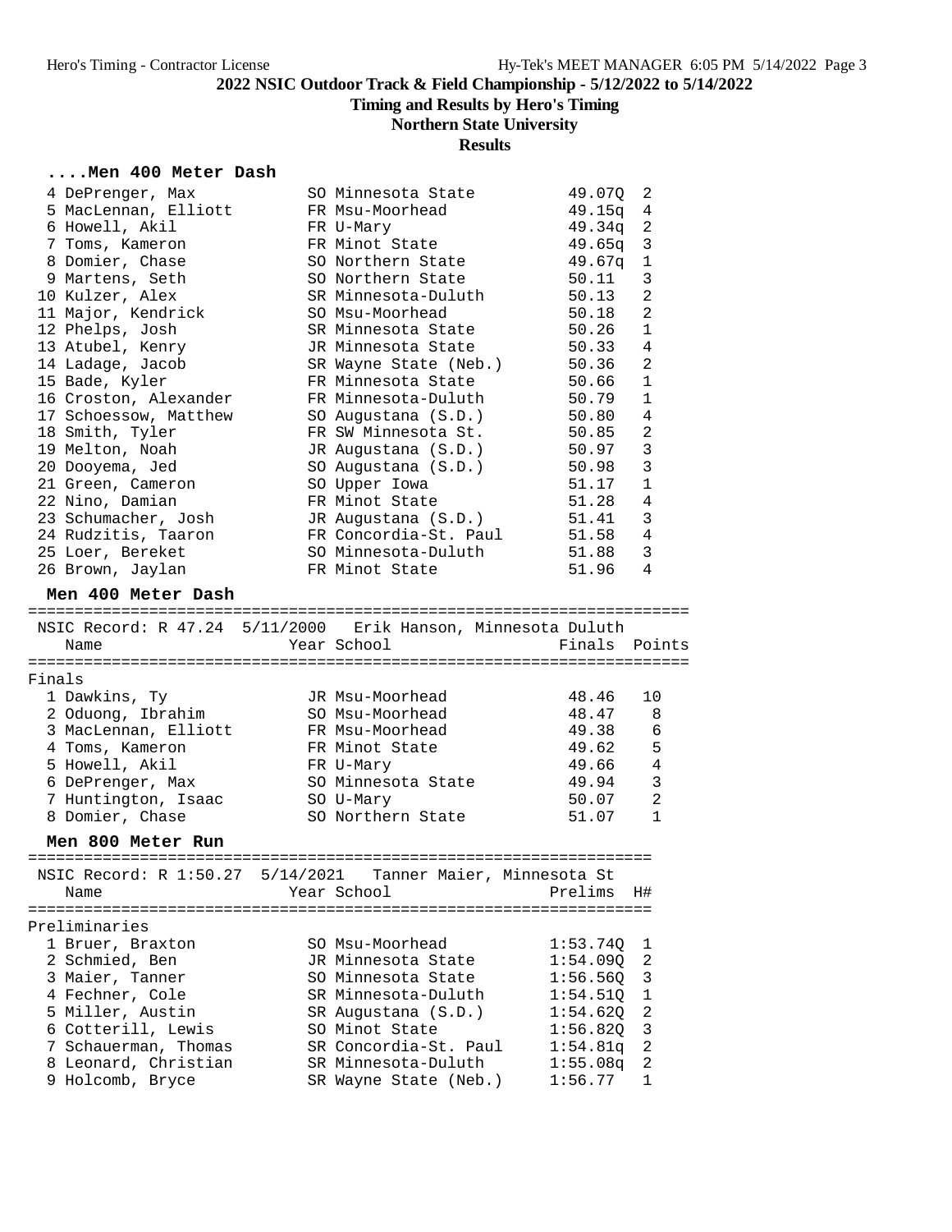## 2022 NSIC Outdoor Track & Field Championship - 5/12/2022 to 5/14/2022

**Timing and Results by Hero's Timing**

**Northern State University**

**Results**

### ....Men 400 Meter Dash

| Place | Name | Year | School | Prelims | H# |
|---|---|---|---|---|---|
| 4 | DePrenger, Max | SO | Minnesota State | 49.07Q | 2 |
| 5 | MacLennan, Elliott | FR | Msu-Moorhead | 49.15q | 4 |
| 6 | Howell, Akil | FR | U-Mary | 49.34q | 2 |
| 7 | Toms, Kameron | FR | Minot State | 49.65q | 3 |
| 8 | Domier, Chase | SO | Northern State | 49.67q | 1 |
| 9 | Martens, Seth | SO | Northern State | 50.11 | 3 |
| 10 | Kulzer, Alex | SR | Minnesota-Duluth | 50.13 | 2 |
| 11 | Major, Kendrick | SO | Msu-Moorhead | 50.18 | 2 |
| 12 | Phelps, Josh | SR | Minnesota State | 50.26 | 1 |
| 13 | Atubel, Kenry | JR | Minnesota State | 50.33 | 4 |
| 14 | Ladage, Jacob | SR | Wayne State (Neb.) | 50.36 | 2 |
| 15 | Bade, Kyler | FR | Minnesota State | 50.66 | 1 |
| 16 | Croston, Alexander | FR | Minnesota-Duluth | 50.79 | 1 |
| 17 | Schoessow, Matthew | SO | Augustana (S.D.) | 50.80 | 4 |
| 18 | Smith, Tyler | FR | SW Minnesota St. | 50.85 | 2 |
| 19 | Melton, Noah | JR | Augustana (S.D.) | 50.97 | 3 |
| 20 | Dooyema, Jed | SO | Augustana (S.D.) | 50.98 | 3 |
| 21 | Green, Cameron | SO | Upper Iowa | 51.17 | 1 |
| 22 | Nino, Damian | FR | Minot State | 51.28 | 4 |
| 23 | Schumacher, Josh | JR | Augustana (S.D.) | 51.41 | 3 |
| 24 | Rudzitis, Taaron | FR | Concordia-St. Paul | 51.58 | 4 |
| 25 | Loer, Bereket | SO | Minnesota-Duluth | 51.88 | 3 |
| 26 | Brown, Jaylan | FR | Minot State | 51.96 | 4 |

### Men 400 Meter Dash

NSIC Record: R 47.24 5/11/2000 Erik Hanson, Minnesota Duluth

**Finals**

| Place | Name | Year | School | Finals | Points |
|---|---|---|---|---|---|
| 1 | Dawkins, Ty | JR | Msu-Moorhead | 48.46 | 10 |
| 2 | Oduong, Ibrahim | SO | Msu-Moorhead | 48.47 | 8 |
| 3 | MacLennan, Elliott | FR | Msu-Moorhead | 49.38 | 6 |
| 4 | Toms, Kameron | FR | Minot State | 49.62 | 5 |
| 5 | Howell, Akil | FR | U-Mary | 49.66 | 4 |
| 6 | DePrenger, Max | SO | Minnesota State | 49.94 | 3 |
| 7 | Huntington, Isaac | SO | U-Mary | 50.07 | 2 |
| 8 | Domier, Chase | SO | Northern State | 51.07 | 1 |

### Men 800 Meter Run

NSIC Record: R 1:50.27 5/14/2021 Tanner Maier, Minnesota St

**Preliminaries**

| Place | Name | Year | School | Prelims | H# |
|---|---|---|---|---|---|
| 1 | Bruer, Braxton | SO | Msu-Moorhead | 1:53.74Q | 1 |
| 2 | Schmied, Ben | JR | Minnesota State | 1:54.09Q | 2 |
| 3 | Maier, Tanner | SO | Minnesota State | 1:56.56Q | 3 |
| 4 | Fechner, Cole | SR | Minnesota-Duluth | 1:54.51Q | 1 |
| 5 | Miller, Austin | SR | Augustana (S.D.) | 1:54.62Q | 2 |
| 6 | Cotterill, Lewis | SO | Minot State | 1:56.82Q | 3 |
| 7 | Schauerman, Thomas | SR | Concordia-St. Paul | 1:54.81q | 2 |
| 8 | Leonard, Christian | SR | Minnesota-Duluth | 1:55.08q | 2 |
| 9 | Holcomb, Bryce | SR | Wayne State (Neb.) | 1:56.77 | 1 |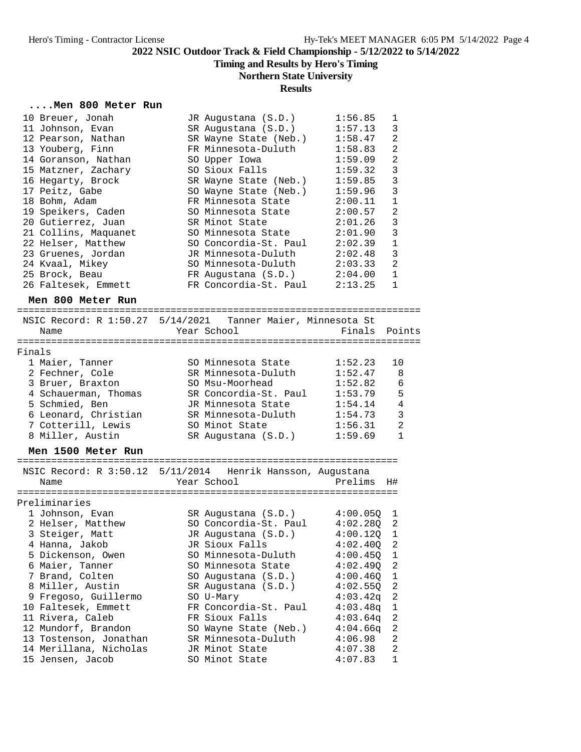# 2022 NSIC Outdoor Track & Field Championship - 5/12/2022 to 5/14/2022

## Timing and Results by Hero's Timing

## Northern State University

## Results

### ....Men 800 Meter Run

| Place | Name | Year | School | Prelims | H# |
|---|---|---|---|---|---|
| 10 | Breuer, Jonah | JR | Augustana (S.D.) | 1:56.85 | 1 |
| 11 | Johnson, Evan | SR | Augustana (S.D.) | 1:57.13 | 3 |
| 12 | Pearson, Nathan | SR | Wayne State (Neb.) | 1:58.47 | 2 |
| 13 | Youberg, Finn | FR | Minnesota-Duluth | 1:58.83 | 2 |
| 14 | Goranson, Nathan | SO | Upper Iowa | 1:59.09 | 2 |
| 15 | Matzner, Zachary | SO | Sioux Falls | 1:59.32 | 3 |
| 16 | Hegarty, Brock | SR | Wayne State (Neb.) | 1:59.85 | 3 |
| 17 | Peitz, Gabe | SO | Wayne State (Neb.) | 1:59.96 | 3 |
| 18 | Bohm, Adam | FR | Minnesota State | 2:00.11 | 1 |
| 19 | Speikers, Caden | SO | Minnesota State | 2:00.57 | 2 |
| 20 | Gutierrez, Juan | SR | Minot State | 2:01.26 | 3 |
| 21 | Collins, Maquanet | SO | Minnesota State | 2:01.90 | 3 |
| 22 | Helser, Matthew | SO | Concordia-St. Paul | 2:02.39 | 1 |
| 23 | Gruenes, Jordan | JR | Minnesota-Duluth | 2:02.48 | 3 |
| 24 | Kvaal, Mikey | SO | Minnesota-Duluth | 2:03.33 | 2 |
| 25 | Brock, Beau | FR | Augustana (S.D.) | 2:04.00 | 1 |
| 26 | Faltesek, Emmett | FR | Concordia-St. Paul | 2:13.25 | 1 |

### Men 800 Meter Run

NSIC Record: R 1:50.27 5/14/2021 Tanner Maier, Minnesota St

**Finals**

| Place | Name | Year | School | Finals | Points |
|---|---|---|---|---|---|
| 1 | Maier, Tanner | SO | Minnesota State | 1:52.23 | 10 |
| 2 | Fechner, Cole | SR | Minnesota-Duluth | 1:52.47 | 8 |
| 3 | Bruer, Braxton | SO | Msu-Moorhead | 1:52.82 | 6 |
| 4 | Schauerman, Thomas | SR | Concordia-St. Paul | 1:53.79 | 5 |
| 5 | Schmied, Ben | JR | Minnesota State | 1:54.14 | 4 |
| 6 | Leonard, Christian | SR | Minnesota-Duluth | 1:54.73 | 3 |
| 7 | Cotterill, Lewis | SO | Minot State | 1:56.31 | 2 |
| 8 | Miller, Austin | SR | Augustana (S.D.) | 1:59.69 | 1 |

### Men 1500 Meter Run

NSIC Record: R 3:50.12 5/11/2014 Henrik Hansson, Augustana

**Preliminaries**

| Place | Name | Year | School | Prelims | H# |
|---|---|---|---|---|---|
| 1 | Johnson, Evan | SR | Augustana (S.D.) | 4:00.05Q | 1 |
| 2 | Helser, Matthew | SO | Concordia-St. Paul | 4:02.28Q | 2 |
| 3 | Steiger, Matt | JR | Augustana (S.D.) | 4:00.12Q | 1 |
| 4 | Hanna, Jakob | JR | Sioux Falls | 4:02.40Q | 2 |
| 5 | Dickenson, Owen | SO | Minnesota-Duluth | 4:00.45Q | 1 |
| 6 | Maier, Tanner | SO | Minnesota State | 4:02.49Q | 2 |
| 7 | Brand, Colten | SO | Augustana (S.D.) | 4:00.46Q | 1 |
| 8 | Miller, Austin | SR | Augustana (S.D.) | 4:02.55Q | 2 |
| 9 | Fregoso, Guillermo | SO | U-Mary | 4:03.42q | 2 |
| 10 | Faltesek, Emmett | FR | Concordia-St. Paul | 4:03.48q | 1 |
| 11 | Rivera, Caleb | FR | Sioux Falls | 4:03.64q | 2 |
| 12 | Mundorf, Brandon | SO | Wayne State (Neb.) | 4:04.66q | 2 |
| 13 | Tostenson, Jonathan | SR | Minnesota-Duluth | 4:06.98 | 2 |
| 14 | Merillana, Nicholas | JR | Minot State | 4:07.38 | 2 |
| 15 | Jensen, Jacob | SO | Minot State | 4:07.83 | 1 |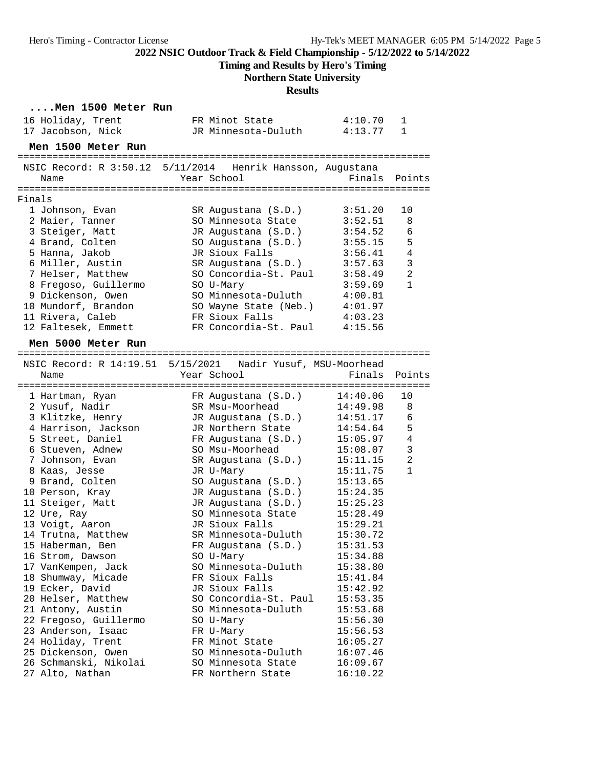## 2022 NSIC Outdoor Track & Field Championship - 5/12/2022 to 5/14/2022

**Timing and Results by Hero's Timing**

**Northern State University**

**Results**

### ....Men 1500 Meter Run

| Place | Name | Year | School | Finals | Points |
|---|---|---|---|---|---|
| 16 | Holiday, Trent | FR | Minot State | 4:10.70 | 1 |
| 17 | Jacobson, Nick | JR | Minnesota-Duluth | 4:13.77 | 1 |

### Men 1500 Meter Run

NSIC Record: R 3:50.12 5/11/2014 Henrik Hansson, Augustana

Finals

| Place | Name | Year | School | Finals | Points |
|---|---|---|---|---|---|
| 1 | Johnson, Evan | SR | Augustana (S.D.) | 3:51.20 | 10 |
| 2 | Maier, Tanner | SO | Minnesota State | 3:52.51 | 8 |
| 3 | Steiger, Matt | JR | Augustana (S.D.) | 3:54.52 | 6 |
| 4 | Brand, Colten | SO | Augustana (S.D.) | 3:55.15 | 5 |
| 5 | Hanna, Jakob | JR | Sioux Falls | 3:56.41 | 4 |
| 6 | Miller, Austin | SR | Augustana (S.D.) | 3:57.63 | 3 |
| 7 | Helser, Matthew | SO | Concordia-St. Paul | 3:58.49 | 2 |
| 8 | Fregoso, Guillermo | SO | U-Mary | 3:59.69 | 1 |
| 9 | Dickenson, Owen | SO | Minnesota-Duluth | 4:00.81 | |
| 10 | Mundorf, Brandon | SO | Wayne State (Neb.) | 4:01.97 | |
| 11 | Rivera, Caleb | FR | Sioux Falls | 4:03.23 | |
| 12 | Faltesek, Emmett | FR | Concordia-St. Paul | 4:15.56 | |

### Men 5000 Meter Run

NSIC Record: R 14:19.51 5/15/2021 Nadir Yusuf, MSU-Moorhead

| Place | Name | Year | School | Finals | Points |
|---|---|---|---|---|---|
| 1 | Hartman, Ryan | FR | Augustana (S.D.) | 14:40.06 | 10 |
| 2 | Yusuf, Nadir | SR | Msu-Moorhead | 14:49.98 | 8 |
| 3 | Klitzke, Henry | JR | Augustana (S.D.) | 14:51.17 | 6 |
| 4 | Harrison, Jackson | JR | Northern State | 14:54.64 | 5 |
| 5 | Street, Daniel | FR | Augustana (S.D.) | 15:05.97 | 4 |
| 6 | Stueven, Adnew | SO | Msu-Moorhead | 15:08.07 | 3 |
| 7 | Johnson, Evan | SR | Augustana (S.D.) | 15:11.15 | 2 |
| 8 | Kaas, Jesse | JR | U-Mary | 15:11.75 | 1 |
| 9 | Brand, Colten | SO | Augustana (S.D.) | 15:13.65 | |
| 10 | Person, Kray | JR | Augustana (S.D.) | 15:24.35 | |
| 11 | Steiger, Matt | JR | Augustana (S.D.) | 15:25.23 | |
| 12 | Ure, Ray | SO | Minnesota State | 15:28.49 | |
| 13 | Voigt, Aaron | JR | Sioux Falls | 15:29.21 | |
| 14 | Trutna, Matthew | SR | Minnesota-Duluth | 15:30.72 | |
| 15 | Haberman, Ben | FR | Augustana (S.D.) | 15:31.53 | |
| 16 | Strom, Dawson | SO | U-Mary | 15:34.88 | |
| 17 | VanKempen, Jack | SO | Minnesota-Duluth | 15:38.80 | |
| 18 | Shumway, Micade | FR | Sioux Falls | 15:41.84 | |
| 19 | Ecker, David | JR | Sioux Falls | 15:42.92 | |
| 20 | Helser, Matthew | SO | Concordia-St. Paul | 15:53.35 | |
| 21 | Antony, Austin | SO | Minnesota-Duluth | 15:53.68 | |
| 22 | Fregoso, Guillermo | SO | U-Mary | 15:56.30 | |
| 23 | Anderson, Isaac | FR | U-Mary | 15:56.53 | |
| 24 | Holiday, Trent | FR | Minot State | 16:05.27 | |
| 25 | Dickenson, Owen | SO | Minnesota-Duluth | 16:07.46 | |
| 26 | Schmanski, Nikolai | SO | Minnesota State | 16:09.67 | |
| 27 | Alto, Nathan | FR | Northern State | 16:10.22 | |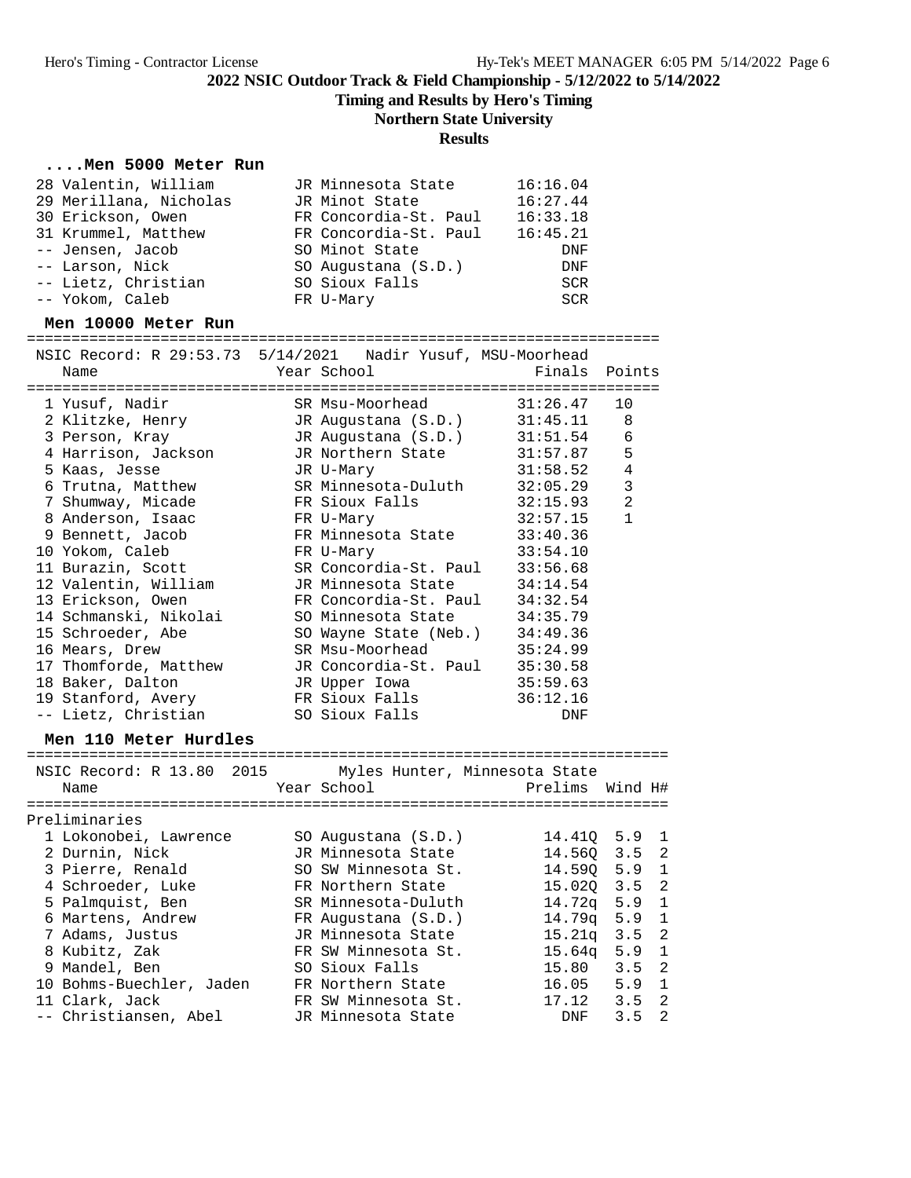2022 NSIC Outdoor Track & Field Championship - 5/12/2022 to 5/14/2022

Timing and Results by Hero's Timing

Northern State University

Results

### ....Men 5000 Meter Run

| Place | Name | Year | School | Finals |
|---|---|---|---|---|
| 28 | Valentin, William | JR | Minnesota State | 16:16.04 |
| 29 | Merillana, Nicholas | JR | Minot State | 16:27.44 |
| 30 | Erickson, Owen | FR | Concordia-St. Paul | 16:33.18 |
| 31 | Krummel, Matthew | FR | Concordia-St. Paul | 16:45.21 |
| -- | Jensen, Jacob | SO | Minot State | DNF |
| -- | Larson, Nick | SO | Augustana (S.D.) | DNF |
| -- | Lietz, Christian | SO | Sioux Falls | SCR |
| -- | Yokom, Caleb | FR | U-Mary | SCR |

### Men 10000 Meter Run

NSIC Record: R 29:53.73 5/14/2021 Nadir Yusuf, MSU-Moorhead

| Place | Name | Year | School | Finals | Points |
|---|---|---|---|---|---|
| 1 | Yusuf, Nadir | SR | Msu-Moorhead | 31:26.47 | 10 |
| 2 | Klitzke, Henry | JR | Augustana (S.D.) | 31:45.11 | 8 |
| 3 | Person, Kray | JR | Augustana (S.D.) | 31:51.54 | 6 |
| 4 | Harrison, Jackson | JR | Northern State | 31:57.87 | 5 |
| 5 | Kaas, Jesse | JR | U-Mary | 31:58.52 | 4 |
| 6 | Trutna, Matthew | SR | Minnesota-Duluth | 32:05.29 | 3 |
| 7 | Shumway, Micade | FR | Sioux Falls | 32:15.93 | 2 |
| 8 | Anderson, Isaac | FR | U-Mary | 32:57.15 | 1 |
| 9 | Bennett, Jacob | FR | Minnesota State | 33:40.36 | |
| 10 | Yokom, Caleb | FR | U-Mary | 33:54.10 | |
| 11 | Burazin, Scott | SR | Concordia-St. Paul | 33:56.68 | |
| 12 | Valentin, William | JR | Minnesota State | 34:14.54 | |
| 13 | Erickson, Owen | FR | Concordia-St. Paul | 34:32.54 | |
| 14 | Schmanski, Nikolai | SO | Minnesota State | 34:35.79 | |
| 15 | Schroeder, Abe | SO | Wayne State (Neb.) | 34:49.36 | |
| 16 | Mears, Drew | SR | Msu-Moorhead | 35:24.99 | |
| 17 | Thomforde, Matthew | JR | Concordia-St. Paul | 35:30.58 | |
| 18 | Baker, Dalton | JR | Upper Iowa | 35:59.63 | |
| 19 | Stanford, Avery | FR | Sioux Falls | 36:12.16 | |
| -- | Lietz, Christian | SO | Sioux Falls | DNF | |

### Men 110 Meter Hurdles

NSIC Record: R 13.80 2015 Myles Hunter, Minnesota State

Preliminaries

| Place | Name | Year | School | Prelims | Wind | H# |
|---|---|---|---|---|---|---|
| 1 | Lokonobei, Lawrence | SO | Augustana (S.D.) | 14.41Q | 5.9 | 1 |
| 2 | Durnin, Nick | JR | Minnesota State | 14.56Q | 3.5 | 2 |
| 3 | Pierre, Renald | SO | SW Minnesota St. | 14.59Q | 5.9 | 1 |
| 4 | Schroeder, Luke | FR | Northern State | 15.02Q | 3.5 | 2 |
| 5 | Palmquist, Ben | SR | Minnesota-Duluth | 14.72q | 5.9 | 1 |
| 6 | Martens, Andrew | FR | Augustana (S.D.) | 14.79q | 5.9 | 1 |
| 7 | Adams, Justus | JR | Minnesota State | 15.21q | 3.5 | 2 |
| 8 | Kubitz, Zak | FR | SW Minnesota St. | 15.64q | 5.9 | 1 |
| 9 | Mandel, Ben | SO | Sioux Falls | 15.80 | 3.5 | 2 |
| 10 | Bohms-Buechler, Jaden | FR | Northern State | 16.05 | 5.9 | 1 |
| 11 | Clark, Jack | FR | SW Minnesota St. | 17.12 | 3.5 | 2 |
| -- | Christiansen, Abel | JR | Minnesota State | DNF | 3.5 | 2 |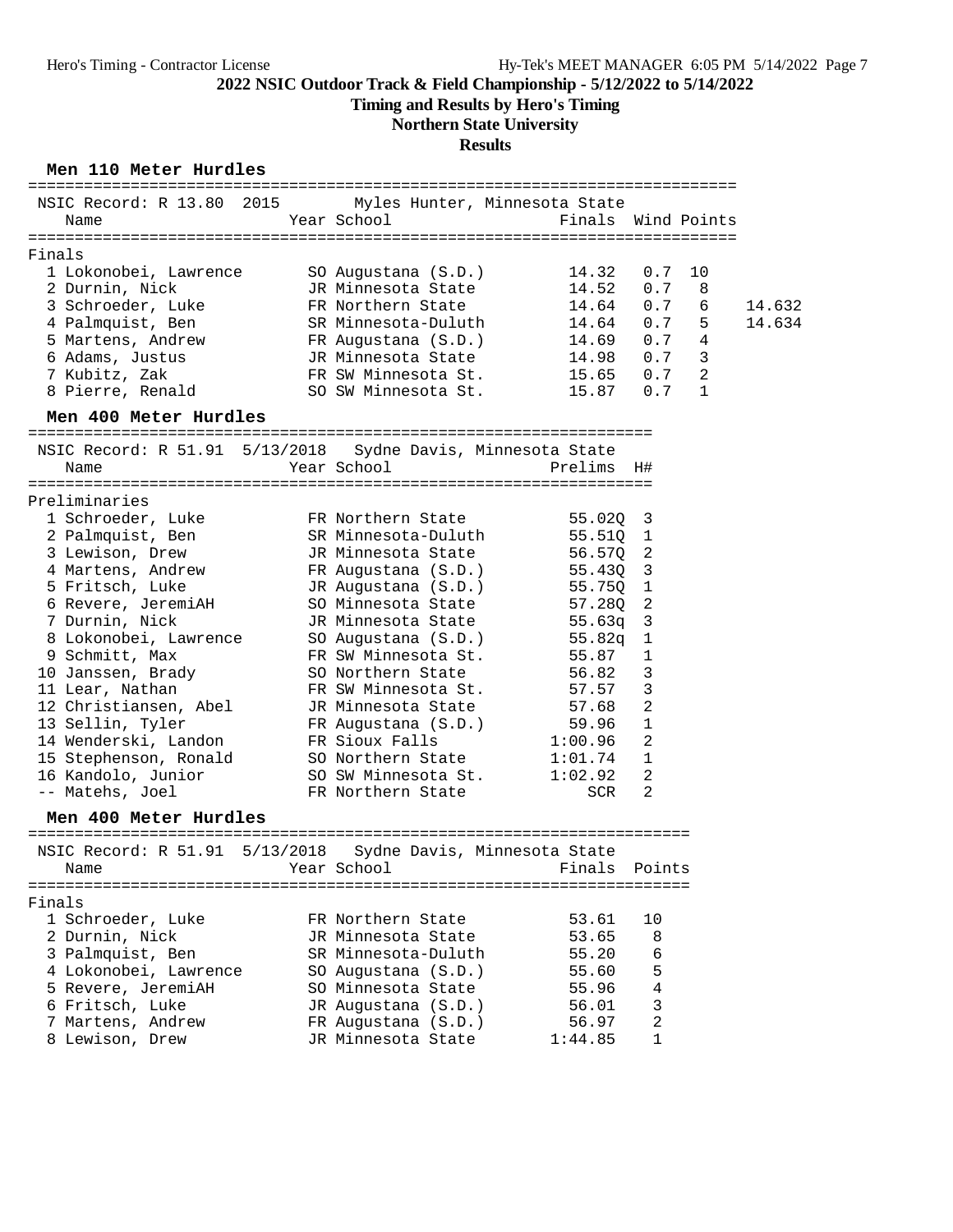## 2022 NSIC Outdoor Track & Field Championship - 5/12/2022 to 5/14/2022

**Timing and Results by Hero's Timing**

**Northern State University**

**Results**

### Men 110 Meter Hurdles

NSIC Record: R 13.80 2015 Myles Hunter, Minnesota State

**Finals**

| Place | Name | Year | School | Finals | Wind | Points | |
|---|---|---|---|---|---|---|---|
| 1 | Lokonobei, Lawrence | SO | Augustana (S.D.) | 14.32 | 0.7 | 10 | |
| 2 | Durnin, Nick | JR | Minnesota State | 14.52 | 0.7 | 8 | |
| 3 | Schroeder, Luke | FR | Northern State | 14.64 | 0.7 | 6 | 14.632 |
| 4 | Palmquist, Ben | SR | Minnesota-Duluth | 14.64 | 0.7 | 5 | 14.634 |
| 5 | Martens, Andrew | FR | Augustana (S.D.) | 14.69 | 0.7 | 4 | |
| 6 | Adams, Justus | JR | Minnesota State | 14.98 | 0.7 | 3 | |
| 7 | Kubitz, Zak | FR | SW Minnesota St. | 15.65 | 0.7 | 2 | |
| 8 | Pierre, Renald | SO | SW Minnesota St. | 15.87 | 0.7 | 1 | |

### Men 400 Meter Hurdles

NSIC Record: R 51.91 5/13/2018 Sydne Davis, Minnesota State

**Preliminaries**

| Place | Name | Year | School | Prelims | H# |
|---|---|---|---|---|---|
| 1 | Schroeder, Luke | FR | Northern State | 55.02Q | 3 |
| 2 | Palmquist, Ben | SR | Minnesota-Duluth | 55.51Q | 1 |
| 3 | Lewison, Drew | JR | Minnesota State | 56.57Q | 2 |
| 4 | Martens, Andrew | FR | Augustana (S.D.) | 55.43Q | 3 |
| 5 | Fritsch, Luke | JR | Augustana (S.D.) | 55.75Q | 1 |
| 6 | Revere, JeremiAH | SO | Minnesota State | 57.28Q | 2 |
| 7 | Durnin, Nick | JR | Minnesota State | 55.63q | 3 |
| 8 | Lokonobei, Lawrence | SO | Augustana (S.D.) | 55.82q | 1 |
| 9 | Schmitt, Max | FR | SW Minnesota St. | 55.87 | 1 |
| 10 | Janssen, Brady | SO | Northern State | 56.82 | 3 |
| 11 | Lear, Nathan | FR | SW Minnesota St. | 57.57 | 3 |
| 12 | Christiansen, Abel | JR | Minnesota State | 57.68 | 2 |
| 13 | Sellin, Tyler | FR | Augustana (S.D.) | 59.96 | 1 |
| 14 | Wenderski, Landon | FR | Sioux Falls | 1:00.96 | 2 |
| 15 | Stephenson, Ronald | SO | Northern State | 1:01.74 | 1 |
| 16 | Kandolo, Junior | SO | SW Minnesota St. | 1:02.92 | 2 |
| -- | Matehs, Joel | FR | Northern State | SCR | 2 |

### Men 400 Meter Hurdles

NSIC Record: R 51.91 5/13/2018 Sydne Davis, Minnesota State

**Finals**

| Place | Name | Year | School | Finals | Points |
|---|---|---|---|---|---|
| 1 | Schroeder, Luke | FR | Northern State | 53.61 | 10 |
| 2 | Durnin, Nick | JR | Minnesota State | 53.65 | 8 |
| 3 | Palmquist, Ben | SR | Minnesota-Duluth | 55.20 | 6 |
| 4 | Lokonobei, Lawrence | SO | Augustana (S.D.) | 55.60 | 5 |
| 5 | Revere, JeremiAH | SO | Minnesota State | 55.96 | 4 |
| 6 | Fritsch, Luke | JR | Augustana (S.D.) | 56.01 | 3 |
| 7 | Martens, Andrew | FR | Augustana (S.D.) | 56.97 | 2 |
| 8 | Lewison, Drew | JR | Minnesota State | 1:44.85 | 1 |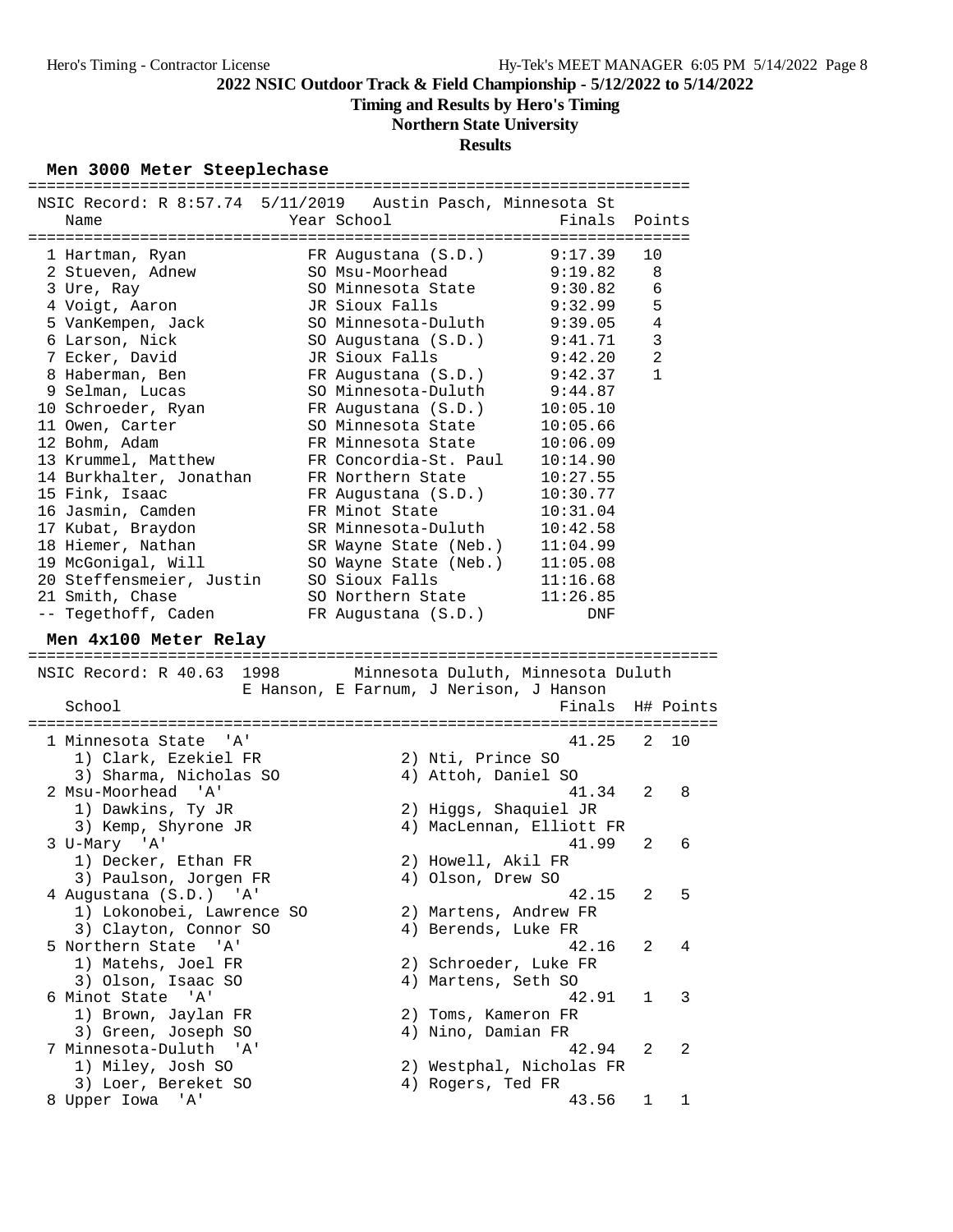## 2022 NSIC Outdoor Track & Field Championship - 5/12/2022 to 5/14/2022

**Timing and Results by Hero's Timing**

**Northern State University**

**Results**

### Men 3000 Meter Steeplechase

NSIC Record: R 8:57.74 5/11/2019 Austin Pasch, Minnesota St

| Place | Name | Year | School | Finals | Points |
|---|---|---|---|---|---|
| 1 | Hartman, Ryan | FR | Augustana (S.D.) | 9:17.39 | 10 |
| 2 | Stueven, Adnew | SO | Msu-Moorhead | 9:19.82 | 8 |
| 3 | Ure, Ray | SO | Minnesota State | 9:30.82 | 6 |
| 4 | Voigt, Aaron | JR | Sioux Falls | 9:32.99 | 5 |
| 5 | VanKempen, Jack | SO | Minnesota-Duluth | 9:39.05 | 4 |
| 6 | Larson, Nick | SO | Augustana (S.D.) | 9:41.71 | 3 |
| 7 | Ecker, David | JR | Sioux Falls | 9:42.20 | 2 |
| 8 | Haberman, Ben | FR | Augustana (S.D.) | 9:42.37 | 1 |
| 9 | Selman, Lucas | SO | Minnesota-Duluth | 9:44.87 | |
| 10 | Schroeder, Ryan | FR | Augustana (S.D.) | 10:05.10 | |
| 11 | Owen, Carter | SO | Minnesota State | 10:05.66 | |
| 12 | Bohm, Adam | FR | Minnesota State | 10:06.09 | |
| 13 | Krummel, Matthew | FR | Concordia-St. Paul | 10:14.90 | |
| 14 | Burkhalter, Jonathan | FR | Northern State | 10:27.55 | |
| 15 | Fink, Isaac | FR | Augustana (S.D.) | 10:30.77 | |
| 16 | Jasmin, Camden | FR | Minot State | 10:31.04 | |
| 17 | Kubat, Braydon | SR | Minnesota-Duluth | 10:42.58 | |
| 18 | Hiemer, Nathan | SR | Wayne State (Neb.) | 11:04.99 | |
| 19 | McGonigal, Will | SO | Wayne State (Neb.) | 11:05.08 | |
| 20 | Steffensmeier, Justin | SO | Sioux Falls | 11:16.68 | |
| 21 | Smith, Chase | SO | Northern State | 11:26.85 | |
| -- | Tegethoff, Caden | FR | Augustana (S.D.) | DNF | |

### Men 4x100 Meter Relay

NSIC Record: R 40.63 1998 Minnesota Duluth, Minnesota Duluth
E Hanson, E Farnum, J Nerison, J Hanson

| Place | School | Finals | H# | Points |
|---|---|---|---|---|
| 1 | Minnesota State 'A' | 41.25 | 2 | 10 |
| | 1) Clark, Ezekiel FR; 2) Nti, Prince SO; 3) Sharma, Nicholas SO; 4) Attoh, Daniel SO | | | |
| 2 | Msu-Moorhead 'A' | 41.34 | 2 | 8 |
| | 1) Dawkins, Ty JR; 2) Higgs, Shaquiel JR; 3) Kemp, Shyrone JR; 4) MacLennan, Elliott FR | | | |
| 3 | U-Mary 'A' | 41.99 | 2 | 6 |
| | 1) Decker, Ethan FR; 2) Howell, Akil FR; 3) Paulson, Jorgen FR; 4) Olson, Drew SO | | | |
| 4 | Augustana (S.D.) 'A' | 42.15 | 2 | 5 |
| | 1) Lokonobei, Lawrence SO; 2) Martens, Andrew FR; 3) Clayton, Connor SO; 4) Berends, Luke FR | | | |
| 5 | Northern State 'A' | 42.16 | 2 | 4 |
| | 1) Matehs, Joel FR; 2) Schroeder, Luke FR; 3) Olson, Isaac SO; 4) Martens, Seth SO | | | |
| 6 | Minot State 'A' | 42.91 | 1 | 3 |
| | 1) Brown, Jaylan FR; 2) Toms, Kameron FR; 3) Green, Joseph SO; 4) Nino, Damian FR | | | |
| 7 | Minnesota-Duluth 'A' | 42.94 | 2 | 2 |
| | 1) Miley, Josh SO; 2) Westphal, Nicholas FR; 3) Loer, Bereket SO; 4) Rogers, Ted FR | | | |
| 8 | Upper Iowa 'A' | 43.56 | 1 | 1 |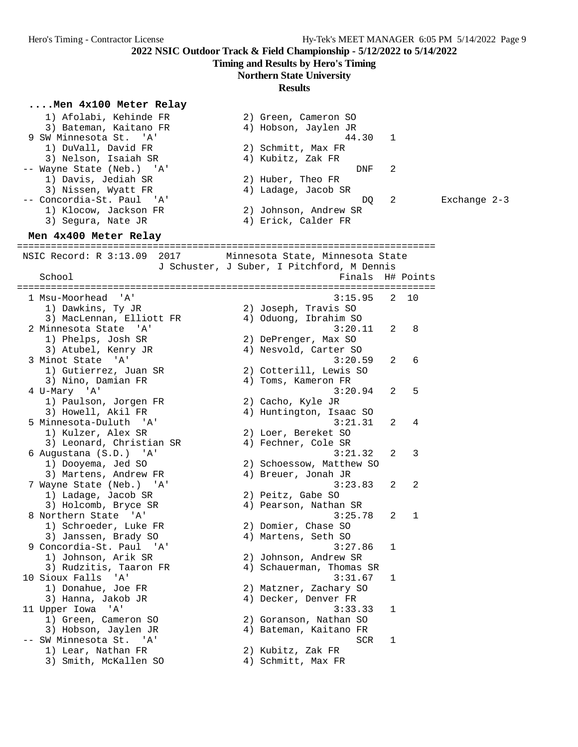2022 NSIC Outdoor Track & Field Championship - 5/12/2022 to 5/14/2022

Timing and Results by Hero's Timing

Northern State University

Results

### ....Men 4x100 Meter Relay

```
    1) Afolabi, Kehinde FR            2) Green, Cameron SO
    3) Bateman, Kaitano FR            4) Hobson, Jaylen JR
  9 SW Minnesota St.  'A'                           44.30   1
    1) DuVall, David FR               2) Schmitt, Max FR
    3) Nelson, Isaiah SR              4) Kubitz, Zak FR
 -- Wayne State (Neb.)  'A'                           DNF   2
    1) Davis, Jediah SR               2) Huber, Theo FR
    3) Nissen, Wyatt FR               4) Ladage, Jacob SR
 -- Concordia-St. Paul  'A'                            DQ   2          Exchange 2-3
    1) Klocow, Jackson FR             2) Johnson, Andrew SR
    3) Segura, Nate JR                4) Erick, Calder FR
```

### Men 4x400 Meter Relay

```
=========================================================================
  NSIC Record: R 3:13.09  2017       Minnesota State, Minnesota State
                      J Schuster, J Suber, I Pitchford, M Dennis
    School                                          Finals  H# Points
=========================================================================
  1 Msu-Moorhead  'A'                             3:15.95   2  10
    1) Dawkins, Ty JR                 2) Joseph, Travis SO
    3) MacLennan, Elliott FR          4) Oduong, Ibrahim SO
  2 Minnesota State  'A'                          3:20.11   2   8
    1) Phelps, Josh SR                2) DePrenger, Max SO
    3) Atubel, Kenry JR               4) Nesvold, Carter SO
  3 Minot State  'A'                              3:20.59   2   6
    1) Gutierrez, Juan SR             2) Cotterill, Lewis SO
    3) Nino, Damian FR                4) Toms, Kameron FR
  4 U-Mary  'A'                                   3:20.94   2   5
    1) Paulson, Jorgen FR             2) Cacho, Kyle JR
    3) Howell, Akil FR                4) Huntington, Isaac SO
  5 Minnesota-Duluth  'A'                         3:21.31   2   4
    1) Kulzer, Alex SR                2) Loer, Bereket SO
    3) Leonard, Christian SR          4) Fechner, Cole SR
  6 Augustana (S.D.)  'A'                         3:21.32   2   3
    1) Dooyema, Jed SO                2) Schoessow, Matthew SO
    3) Martens, Andrew FR             4) Breuer, Jonah JR
  7 Wayne State (Neb.)  'A'                       3:23.83   2   2
    1) Ladage, Jacob SR               2) Peitz, Gabe SO
    3) Holcomb, Bryce SR              4) Pearson, Nathan SR
  8 Northern State  'A'                           3:25.78   2   1
    1) Schroeder, Luke FR             2) Domier, Chase SO
    3) Janssen, Brady SO              4) Martens, Seth SO
  9 Concordia-St. Paul  'A'                       3:27.86   1
    1) Johnson, Arik SR               2) Johnson, Andrew SR
    3) Rudzitis, Taaron FR            4) Schauerman, Thomas SR
 10 Sioux Falls  'A'                              3:31.67   1
    1) Donahue, Joe FR                2) Matzner, Zachary SO
    3) Hanna, Jakob JR                4) Decker, Denver FR
 11 Upper Iowa  'A'                               3:33.33   1
    1) Green, Cameron SO              2) Goranson, Nathan SO
    3) Hobson, Jaylen JR              4) Bateman, Kaitano FR
 -- SW Minnesota St.  'A'                             SCR   1
    1) Lear, Nathan FR                2) Kubitz, Zak FR
    3) Smith, McKallen SO             4) Schmitt, Max FR
```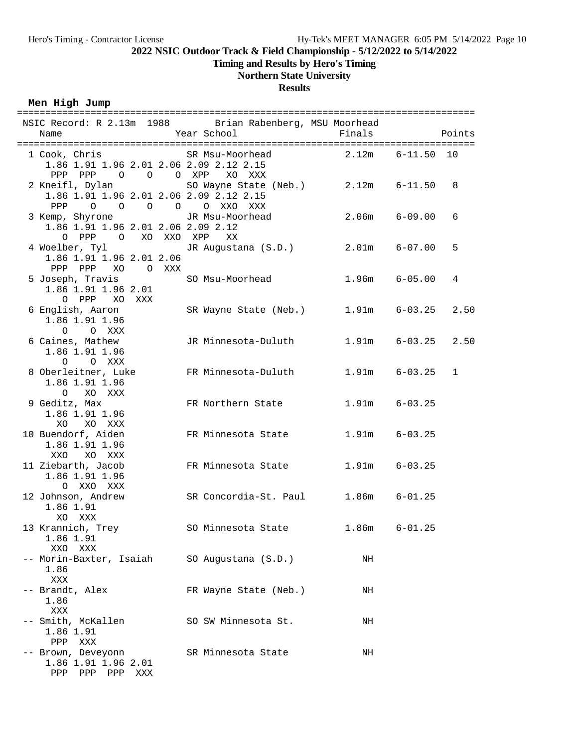**2022 NSIC Outdoor Track & Field Championship - 5/12/2022 to 5/14/2022**

**Timing and Results by Hero's Timing**

**Northern State University**

**Results**

### Men High Jump

NSIC Record: R 2.13m 1988 Brian Rabenberg, MSU Moorhead

| Place | Name | Year | School | Finals | | Points |
|---|---|---|---|---|---|---|
| 1 | Cook, Chris | SR | Msu-Moorhead | 2.12m | 6-11.50 | 10 |
| | 1.86 1.91 1.96 2.01 2.06 2.09 2.12 2.15 | | | | | |
| | PPP PPP O O O XPP XO XXX | | | | | |
| 2 | Kneifl, Dylan | SO | Wayne State (Neb.) | 2.12m | 6-11.50 | 8 |
| | 1.86 1.91 1.96 2.01 2.06 2.09 2.12 2.15 | | | | | |
| | PPP O O O O O XXO XXX | | | | | |
| 3 | Kemp, Shyrone | JR | Msu-Moorhead | 2.06m | 6-09.00 | 6 |
| | 1.86 1.91 1.96 2.01 2.06 2.09 2.12 | | | | | |
| | O PPP O XO XXO XPP XX | | | | | |
| 4 | Woelber, Tyl | JR | Augustana (S.D.) | 2.01m | 6-07.00 | 5 |
| | 1.86 1.91 1.96 2.01 2.06 | | | | | |
| | PPP PPP XO O XXX | | | | | |
| 5 | Joseph, Travis | SO | Msu-Moorhead | 1.96m | 6-05.00 | 4 |
| | 1.86 1.91 1.96 2.01 | | | | | |
| | O PPP XO XXX | | | | | |
| 6 | English, Aaron | SR | Wayne State (Neb.) | 1.91m | 6-03.25 | 2.50 |
| | 1.86 1.91 1.96 | | | | | |
| | O O XXX | | | | | |
| 6 | Caines, Mathew | JR | Minnesota-Duluth | 1.91m | 6-03.25 | 2.50 |
| | 1.86 1.91 1.96 | | | | | |
| | O O XXX | | | | | |
| 8 | Oberleitner, Luke | FR | Minnesota-Duluth | 1.91m | 6-03.25 | 1 |
| | 1.86 1.91 1.96 | | | | | |
| | O XO XXX | | | | | |
| 9 | Geditz, Max | FR | Northern State | 1.91m | 6-03.25 | |
| | 1.86 1.91 1.96 | | | | | |
| | XO XO XXX | | | | | |
| 10 | Buendorf, Aiden | FR | Minnesota State | 1.91m | 6-03.25 | |
| | 1.86 1.91 1.96 | | | | | |
| | XXO XO XXX | | | | | |
| 11 | Ziebarth, Jacob | FR | Minnesota State | 1.91m | 6-03.25 | |
| | 1.86 1.91 1.96 | | | | | |
| | O XXO XXX | | | | | |
| 12 | Johnson, Andrew | SR | Concordia-St. Paul | 1.86m | 6-01.25 | |
| | 1.86 1.91 | | | | | |
| | XO XXX | | | | | |
| 13 | Krannich, Trey | SO | Minnesota State | 1.86m | 6-01.25 | |
| | 1.86 1.91 | | | | | |
| | XXO XXX | | | | | |
| -- | Morin-Baxter, Isaiah | SO | Augustana (S.D.) | NH | | |
| | 1.86 | | | | | |
| | XXX | | | | | |
| -- | Brandt, Alex | FR | Wayne State (Neb.) | NH | | |
| | 1.86 | | | | | |
| | XXX | | | | | |
| -- | Smith, McKallen | SO | SW Minnesota St. | NH | | |
| | 1.86 1.91 | | | | | |
| | PPP XXX | | | | | |
| -- | Brown, Deveyonn | SR | Minnesota State | NH | | |
| | 1.86 1.91 1.96 2.01 | | | | | |
| | PPP PPP PPP XXX | | | | | |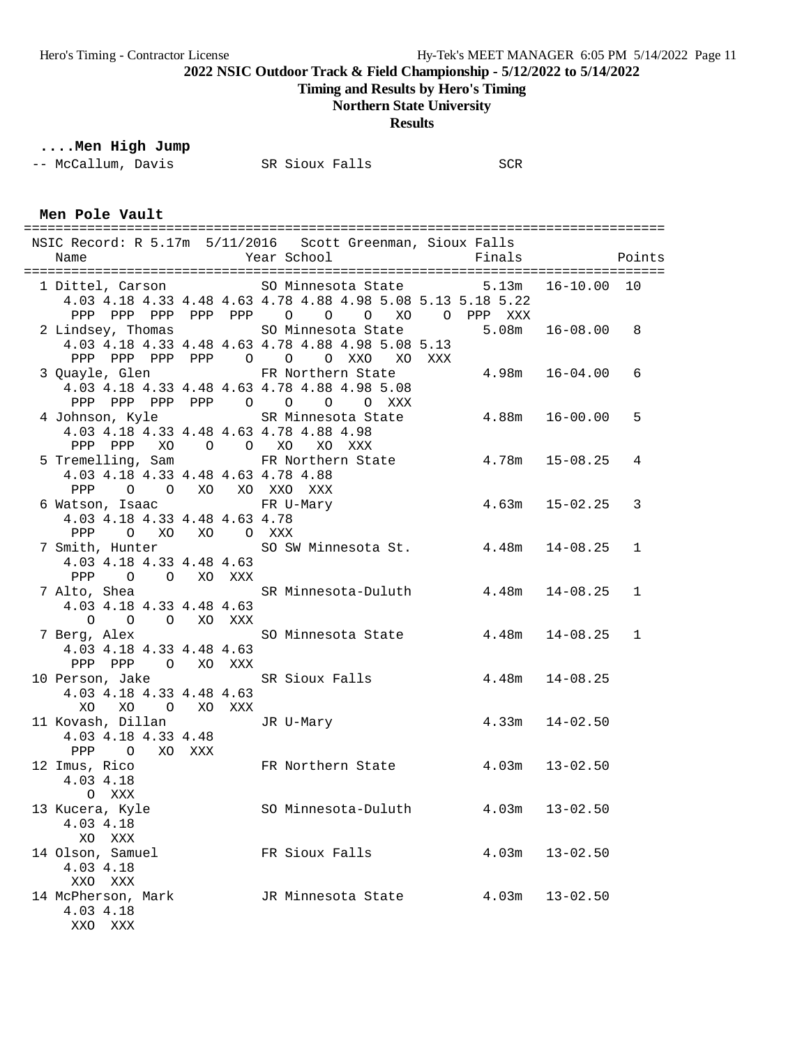## 2022 NSIC Outdoor Track & Field Championship - 5/12/2022 to 5/14/2022

**Timing and Results by Hero's Timing**

**Northern State University**

**Results**

### ....Men High Jump

```
-- McCallum, Davis          SR Sioux Falls               SCR
```

### Men Pole Vault

```
=================================================================================
 NSIC Record: R 5.17m  5/11/2016   Scott Greenman, Sioux Falls
    Name                    Year School                  Finals              Points
=================================================================================
  1 Dittel, Carson          SO Minnesota State          5.13m   16-10.00  10
     4.03 4.18 4.33 4.48 4.63 4.78 4.88 4.98 5.08 5.13 5.18 5.22
      PPP  PPP  PPP  PPP  PPP    O    O    O   XO    O  PPP  XXX
  2 Lindsey, Thomas         SO Minnesota State          5.08m   16-08.00   8
     4.03 4.18 4.33 4.48 4.63 4.78 4.88 4.98 5.08 5.13
      PPP  PPP  PPP  PPP    O    O    O  XXO   XO  XXX
  3 Quayle, Glen            FR Northern State           4.98m   16-04.00   6
     4.03 4.18 4.33 4.48 4.63 4.78 4.88 4.98 5.08
      PPP  PPP  PPP  PPP    O    O    O    O  XXX
  4 Johnson, Kyle           SR Minnesota State          4.88m   16-00.00   5
     4.03 4.18 4.33 4.48 4.63 4.78 4.88 4.98
      PPP  PPP   XO    O    O   XO   XO  XXX
  5 Tremelling, Sam         FR Northern State           4.78m   15-08.25   4
     4.03 4.18 4.33 4.48 4.63 4.78 4.88
      PPP    O    O   XO   XO  XXO  XXX
  6 Watson, Isaac           FR U-Mary                   4.63m   15-02.25   3
     4.03 4.18 4.33 4.48 4.63 4.78
      PPP    O   XO   XO    O  XXX
  7 Smith, Hunter           SO SW Minnesota St.         4.48m   14-08.25   1
     4.03 4.18 4.33 4.48 4.63
      PPP    O    O   XO  XXX
  7 Alto, Shea              SR Minnesota-Duluth         4.48m   14-08.25   1
     4.03 4.18 4.33 4.48 4.63
        O    O    O   XO  XXX
  7 Berg, Alex              SO Minnesota State          4.48m   14-08.25   1
     4.03 4.18 4.33 4.48 4.63
      PPP  PPP    O   XO  XXX
 10 Person, Jake            SR Sioux Falls              4.48m   14-08.25
     4.03 4.18 4.33 4.48 4.63
       XO   XO    O   XO  XXX
 11 Kovash, Dillan          JR U-Mary                   4.33m   14-02.50
     4.03 4.18 4.33 4.48
      PPP    O   XO  XXX
 12 Imus, Rico              FR Northern State           4.03m   13-02.50
     4.03 4.18
        O  XXX
 13 Kucera, Kyle            SO Minnesota-Duluth         4.03m   13-02.50
     4.03 4.18
       XO  XXX
 14 Olson, Samuel           FR Sioux Falls              4.03m   13-02.50
     4.03 4.18
      XXO  XXX
 14 McPherson, Mark         JR Minnesota State          4.03m   13-02.50
     4.03 4.18
      XXO  XXX
```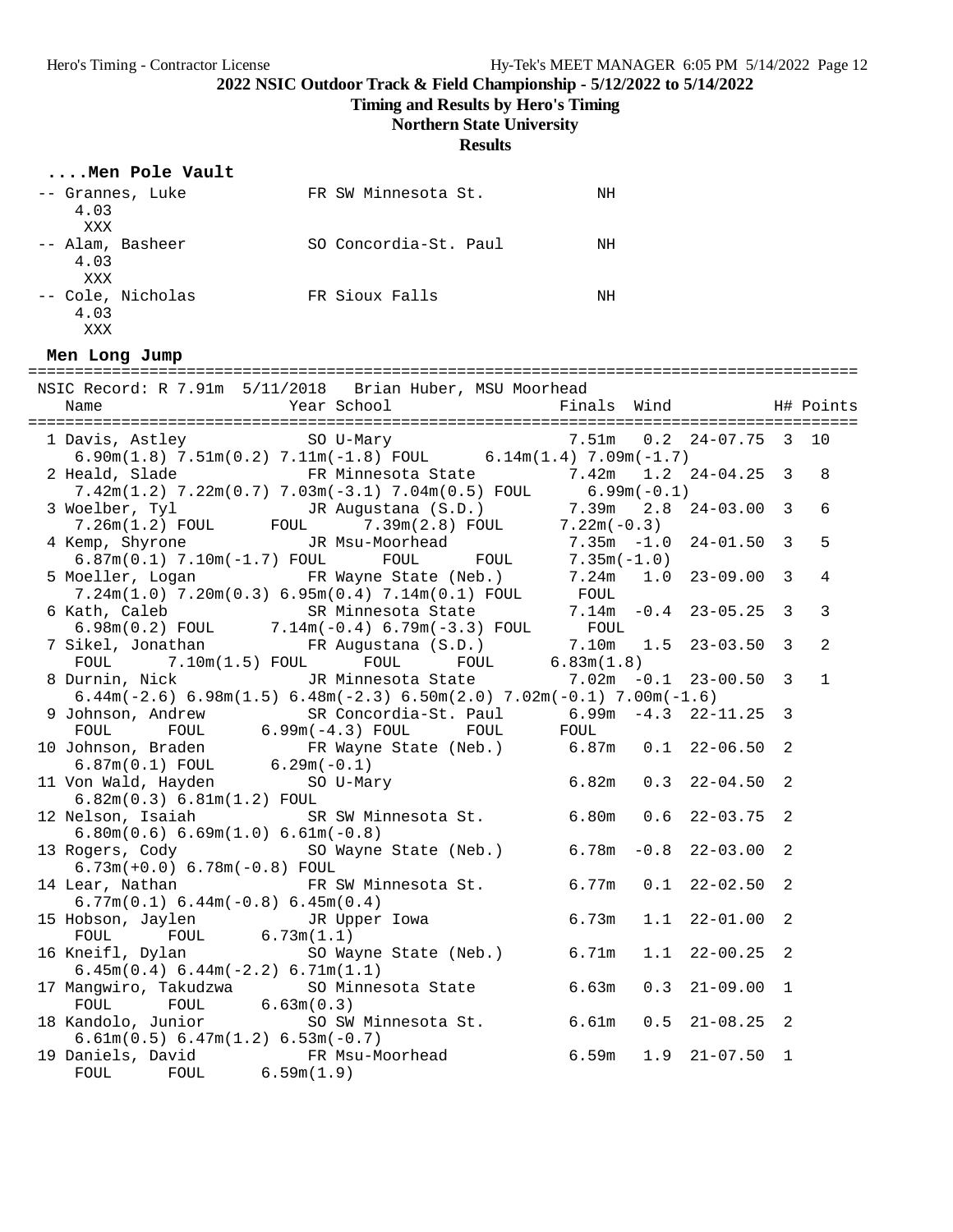## 2022 NSIC Outdoor Track & Field Championship - 5/12/2022 to 5/14/2022

### Timing and Results by Hero's Timing

### Northern State University

### Results

#### ....Men Pole Vault

```
-- Grannes, Luke            FR SW Minnesota St.          NH
    4.03
     XXX
-- Alam, Basheer            SO Concordia-St. Paul        NH
    4.03
     XXX
-- Cole, Nicholas           FR Sioux Falls               NH
    4.03
     XXX
```

#### Men Long Jump

```
============================================================================================
  NSIC Record: R 7.91m  5/11/2018   Brian Huber, MSU Moorhead
    Name                    Year School                 Finals  Wind           H# Points
============================================================================================
  1 Davis, Astley            SO U-Mary                   7.51m   0.2  24-07.75  3  10
     6.90m(1.8) 7.51m(0.2) 7.11m(-1.8) FOUL      6.14m(1.4) 7.09m(-1.7)
  2 Heald, Slade             FR Minnesota State          7.42m   1.2  24-04.25  3   8
     7.42m(1.2) 7.22m(0.7) 7.03m(-3.1) 7.04m(0.5) FOUL      6.99m(-0.1)
  3 Woelber, Tyl             JR Augustana (S.D.)         7.39m   2.8  24-03.00  3   6
     7.26m(1.2) FOUL      FOUL      7.39m(2.8) FOUL      7.22m(-0.3)
  4 Kemp, Shyrone            JR Msu-Moorhead             7.35m  -1.0  24-01.50  3   5
     6.87m(0.1) 7.10m(-1.7) FOUL      FOUL      FOUL      7.35m(-1.0)
  5 Moeller, Logan           FR Wayne State (Neb.)       7.24m   1.0  23-09.00  3   4
     7.24m(1.0) 7.20m(0.3) 6.95m(0.4) 7.14m(0.1) FOUL      FOUL
  6 Kath, Caleb              SR Minnesota State          7.14m  -0.4  23-05.25  3   3
     6.98m(0.2) FOUL      7.14m(-0.4) 6.79m(-3.3) FOUL      FOUL
  7 Sikel, Jonathan          FR Augustana (S.D.)         7.10m   1.5  23-03.50  3   2
     FOUL      7.10m(1.5) FOUL      FOUL      FOUL      6.83m(1.8)
  8 Durnin, Nick             JR Minnesota State          7.02m  -0.1  23-00.50  3   1
     6.44m(-2.6) 6.98m(1.5) 6.48m(-2.3) 6.50m(2.0) 7.02m(-0.1) 7.00m(-1.6)
  9 Johnson, Andrew          SR Concordia-St. Paul       6.99m  -4.3  22-11.25  3
     FOUL      FOUL      6.99m(-4.3) FOUL      FOUL      FOUL
 10 Johnson, Braden          FR Wayne State (Neb.)       6.87m   0.1  22-06.50  2
     6.87m(0.1) FOUL      6.29m(-0.1)
 11 Von Wald, Hayden         SO U-Mary                   6.82m   0.3  22-04.50  2
     6.82m(0.3) 6.81m(1.2) FOUL
 12 Nelson, Isaiah           SR SW Minnesota St.         6.80m   0.6  22-03.75  2
     6.80m(0.6) 6.69m(1.0) 6.61m(-0.8)
 13 Rogers, Cody             SO Wayne State (Neb.)       6.78m  -0.8  22-03.00  2
     6.73m(+0.0) 6.78m(-0.8) FOUL
 14 Lear, Nathan             FR SW Minnesota St.         6.77m   0.1  22-02.50  2
     6.77m(0.1) 6.44m(-0.8) 6.45m(0.4)
 15 Hobson, Jaylen           JR Upper Iowa               6.73m   1.1  22-01.00  2
     FOUL      FOUL      6.73m(1.1)
 16 Kneifl, Dylan            SO Wayne State (Neb.)       6.71m   1.1  22-00.25  2
     6.45m(0.4) 6.44m(-2.2) 6.71m(1.1)
 17 Mangwiro, Takudzwa       SO Minnesota State          6.63m   0.3  21-09.00  1
     FOUL      FOUL      6.63m(0.3)
 18 Kandolo, Junior          SO SW Minnesota St.         6.61m   0.5  21-08.25  2
     6.61m(0.5) 6.47m(1.2) 6.53m(-0.7)
 19 Daniels, David           FR Msu-Moorhead             6.59m   1.9  21-07.50  1
     FOUL      FOUL      6.59m(1.9)
```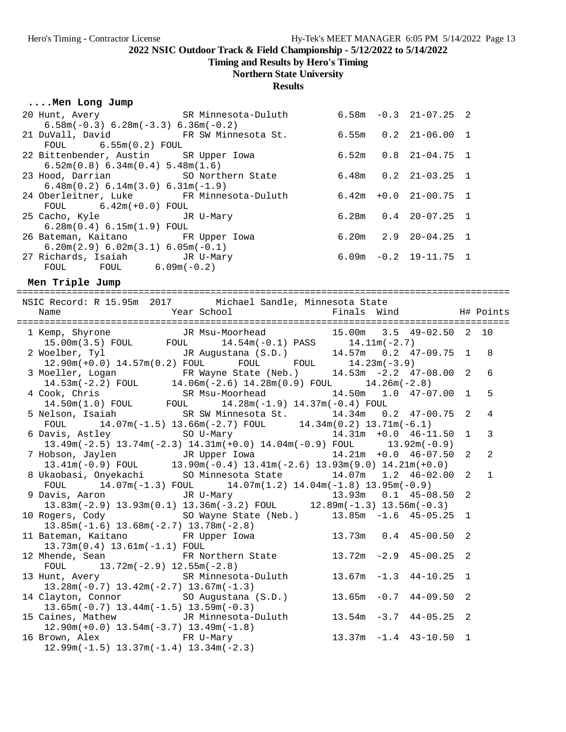2022 NSIC Outdoor Track & Field Championship - 5/12/2022 to 5/14/2022

Timing and Results by Hero's Timing

Northern State University

**Results**

### ....Men Long Jump

```
 20 Hunt, Avery                SR Minnesota-Duluth        6.58m  -0.3  21-07.25  2
    6.58m(-0.3) 6.28m(-3.3) 6.36m(-0.2)
 21 DuVall, David              FR SW Minnesota St.        6.55m   0.2  21-06.00  1
    FOUL     6.55m(0.2) FOUL
 22 Bittenbender, Austin       SR Upper Iowa              6.52m   0.8  21-04.75  1
    6.52m(0.8) 6.34m(0.4) 5.48m(1.6)
 23 Hood, Darrian              SO Northern State          6.48m   0.2  21-03.25  1
    6.48m(0.2) 6.14m(3.0) 6.31m(-1.9)
 24 Oberleitner, Luke          FR Minnesota-Duluth        6.42m  +0.0  21-00.75  1
    FOUL     6.42m(+0.0) FOUL
 25 Cacho, Kyle                JR U-Mary                  6.28m   0.4  20-07.25  1
    6.28m(0.4) 6.15m(1.9) FOUL
 26 Bateman, Kaitano           FR Upper Iowa              6.20m   2.9  20-04.25  1
    6.20m(2.9) 6.02m(3.1) 6.05m(-0.1)
 27 Richards, Isaiah           JR U-Mary                  6.09m  -0.2  19-11.75  1
    FOUL     FOUL     6.09m(-0.2)
```

### Men Triple Jump

```
=========================================================================================
 NSIC Record: R 15.95m  2017       Michael Sandle, Minnesota State
    Name                    Year School                 Finals  Wind           H# Points
=========================================================================================
  1 Kemp, Shyrone            JR Msu-Moorhead           15.00m   3.5  49-02.50  2  10
     15.00m(3.5) FOUL      FOUL      14.54m(-0.1) PASS      14.11m(-2.7)
  2 Woelber, Tyl             JR Augustana (S.D.)       14.57m   0.2  47-09.75  1   8
     12.90m(+0.0) 14.57m(0.2) FOUL      FOUL      FOUL      14.23m(-3.9)
  3 Moeller, Logan           FR Wayne State (Neb.)     14.53m  -2.2  47-08.00  2   6
     14.53m(-2.2) FOUL      14.06m(-2.6) 14.28m(0.9) FOUL      14.26m(-2.8)
  4 Cook, Chris              SR Msu-Moorhead           14.50m   1.0  47-07.00  1   5
     14.50m(1.0) FOUL      FOUL      14.28m(-1.9) 14.37m(-0.4) FOUL
  5 Nelson, Isaiah           SR SW Minnesota St.       14.34m   0.2  47-00.75  2   4
     FOUL      14.07m(-1.5) 13.66m(-2.7) FOUL      14.34m(0.2) 13.71m(-6.1)
  6 Davis, Astley            SO U-Mary                 14.31m  +0.0  46-11.50  1   3
     13.49m(-2.5) 13.74m(-2.3) 14.31m(+0.0) 14.04m(-0.9) FOUL      13.92m(-0.9)
  7 Hobson, Jaylen           JR Upper Iowa             14.21m  +0.0  46-07.50  2   2
     13.41m(-0.9) FOUL      13.90m(-0.4) 13.41m(-2.6) 13.93m(9.0) 14.21m(+0.0)
  8 Ukaobasi, Onyekachi      SO Minnesota State        14.07m   1.2  46-02.00  2   1
     FOUL      14.07m(-1.3) FOUL      14.07m(1.2) 14.04m(-1.8) 13.95m(-0.9)
  9 Davis, Aaron             JR U-Mary                 13.93m   0.1  45-08.50  2
     13.83m(-2.9) 13.93m(0.1) 13.36m(-3.2) FOUL      12.89m(-1.3) 13.56m(-0.3)
 10 Rogers, Cody             SO Wayne State (Neb.)     13.85m  -1.6  45-05.25  1
     13.85m(-1.6) 13.68m(-2.7) 13.78m(-2.8)
 11 Bateman, Kaitano         FR Upper Iowa             13.73m   0.4  45-00.50  2
     13.73m(0.4) 13.61m(-1.1) FOUL
 12 Mhende, Sean             FR Northern State         13.72m  -2.9  45-00.25  2
     FOUL      13.72m(-2.9) 12.55m(-2.8)
 13 Hunt, Avery              SR Minnesota-Duluth       13.67m  -1.3  44-10.25  1
     13.28m(-0.7) 13.42m(-2.7) 13.67m(-1.3)
 14 Clayton, Connor          SO Augustana (S.D.)       13.65m  -0.7  44-09.50  2
     13.65m(-0.7) 13.44m(-1.5) 13.59m(-0.3)
 15 Caines, Mathew           JR Minnesota-Duluth       13.54m  -3.7  44-05.25  2
     12.90m(+0.0) 13.54m(-3.7) 13.49m(-1.8)
 16 Brown, Alex              FR U-Mary                 13.37m  -1.4  43-10.50  1
     12.99m(-1.5) 13.37m(-1.4) 13.34m(-2.3)
```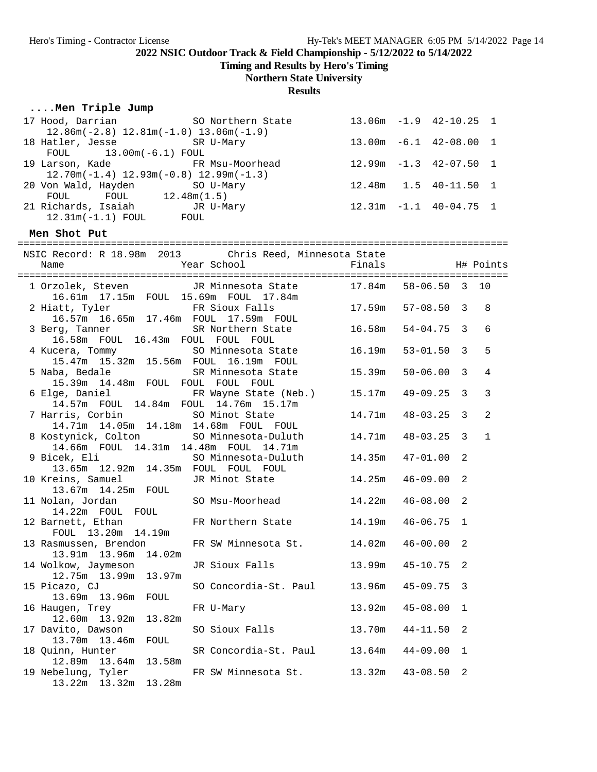2022 NSIC Outdoor Track & Field Championship - 5/12/2022 to 5/14/2022

Timing and Results by Hero's Timing

Northern State University

Results

### ....Men Triple Jump

| Place | Name | Year | School | Finals | Wind | Imperial | H# |
|---|---|---|---|---|---|---|---|
| 17 | Hood, Darrian | SO | Northern State | 13.06m | -1.9 | 42-10.25 | 1 |
| | 12.86m(-2.8) 12.81m(-1.0) 13.06m(-1.9) | | | | | | |
| 18 | Hatler, Jesse | SR | U-Mary | 13.00m | -6.1 | 42-08.00 | 1 |
| | FOUL 13.00m(-6.1) FOUL | | | | | | |
| 19 | Larson, Kade | FR | Msu-Moorhead | 12.99m | -1.3 | 42-07.50 | 1 |
| | 12.70m(-1.4) 12.93m(-0.8) 12.99m(-1.3) | | | | | | |
| 20 | Von Wald, Hayden | SO | U-Mary | 12.48m | 1.5 | 40-11.50 | 1 |
| | FOUL FOUL 12.48m(1.5) | | | | | | |
| 21 | Richards, Isaiah | JR | U-Mary | 12.31m | -1.1 | 40-04.75 | 1 |
| | 12.31m(-1.1) FOUL FOUL | | | | | | |

### Men Shot Put

NSIC Record: R 18.98m 2013 Chris Reed, Minnesota State

| Place | Name | Year | School | Finals | Imperial | H# | Points |
|---|---|---|---|---|---|---|---|
| 1 | Orzolek, Steven | JR | Minnesota State | 17.84m | 58-06.50 | 3 | 10 |
| | 16.61m 17.15m FOUL 15.69m FOUL 17.84m | | | | | | |
| 2 | Hiatt, Tyler | FR | Sioux Falls | 17.59m | 57-08.50 | 3 | 8 |
| | 16.57m 16.65m 17.46m FOUL 17.59m FOUL | | | | | | |
| 3 | Berg, Tanner | SR | Northern State | 16.58m | 54-04.75 | 3 | 6 |
| | 16.58m FOUL 16.43m FOUL FOUL FOUL | | | | | | |
| 4 | Kucera, Tommy | SO | Minnesota State | 16.19m | 53-01.50 | 3 | 5 |
| | 15.47m 15.32m 15.56m FOUL 16.19m FOUL | | | | | | |
| 5 | Naba, Bedale | SR | Minnesota State | 15.39m | 50-06.00 | 3 | 4 |
| | 15.39m 14.48m FOUL FOUL FOUL FOUL | | | | | | |
| 6 | Elge, Daniel | FR | Wayne State (Neb.) | 15.17m | 49-09.25 | 3 | 3 |
| | 14.57m FOUL 14.84m FOUL 14.76m 15.17m | | | | | | |
| 7 | Harris, Corbin | SO | Minot State | 14.71m | 48-03.25 | 3 | 2 |
| | 14.71m 14.05m 14.18m 14.68m FOUL FOUL | | | | | | |
| 8 | Kostynick, Colton | SO | Minnesota-Duluth | 14.71m | 48-03.25 | 3 | 1 |
| | 14.66m FOUL 14.31m 14.48m FOUL 14.71m | | | | | | |
| 9 | Bicek, Eli | SO | Minnesota-Duluth | 14.35m | 47-01.00 | 2 | |
| | 13.65m 12.92m 14.35m FOUL FOUL FOUL | | | | | | |
| 10 | Kreins, Samuel | JR | Minot State | 14.25m | 46-09.00 | 2 | |
| | 13.67m 14.25m FOUL | | | | | | |
| 11 | Nolan, Jordan | SO | Msu-Moorhead | 14.22m | 46-08.00 | 2 | |
| | 14.22m FOUL FOUL | | | | | | |
| 12 | Barnett, Ethan | FR | Northern State | 14.19m | 46-06.75 | 1 | |
| | FOUL 13.20m 14.19m | | | | | | |
| 13 | Rasmussen, Brendon | FR | SW Minnesota St. | 14.02m | 46-00.00 | 2 | |
| | 13.91m 13.96m 14.02m | | | | | | |
| 14 | Wolkow, Jaymeson | JR | Sioux Falls | 13.99m | 45-10.75 | 2 | |
| | 12.75m 13.99m 13.97m | | | | | | |
| 15 | Picazo, CJ | SO | Concordia-St. Paul | 13.96m | 45-09.75 | 3 | |
| | 13.69m 13.96m FOUL | | | | | | |
| 16 | Haugen, Trey | FR | U-Mary | 13.92m | 45-08.00 | 1 | |
| | 12.60m 13.92m 13.82m | | | | | | |
| 17 | Davito, Dawson | SO | Sioux Falls | 13.70m | 44-11.50 | 2 | |
| | 13.70m 13.46m FOUL | | | | | | |
| 18 | Quinn, Hunter | SR | Concordia-St. Paul | 13.64m | 44-09.00 | 1 | |
| | 12.89m 13.64m 13.58m | | | | | | |
| 19 | Nebelung, Tyler | FR | SW Minnesota St. | 13.32m | 43-08.50 | 2 | |
| | 13.22m 13.32m 13.28m | | | | | | |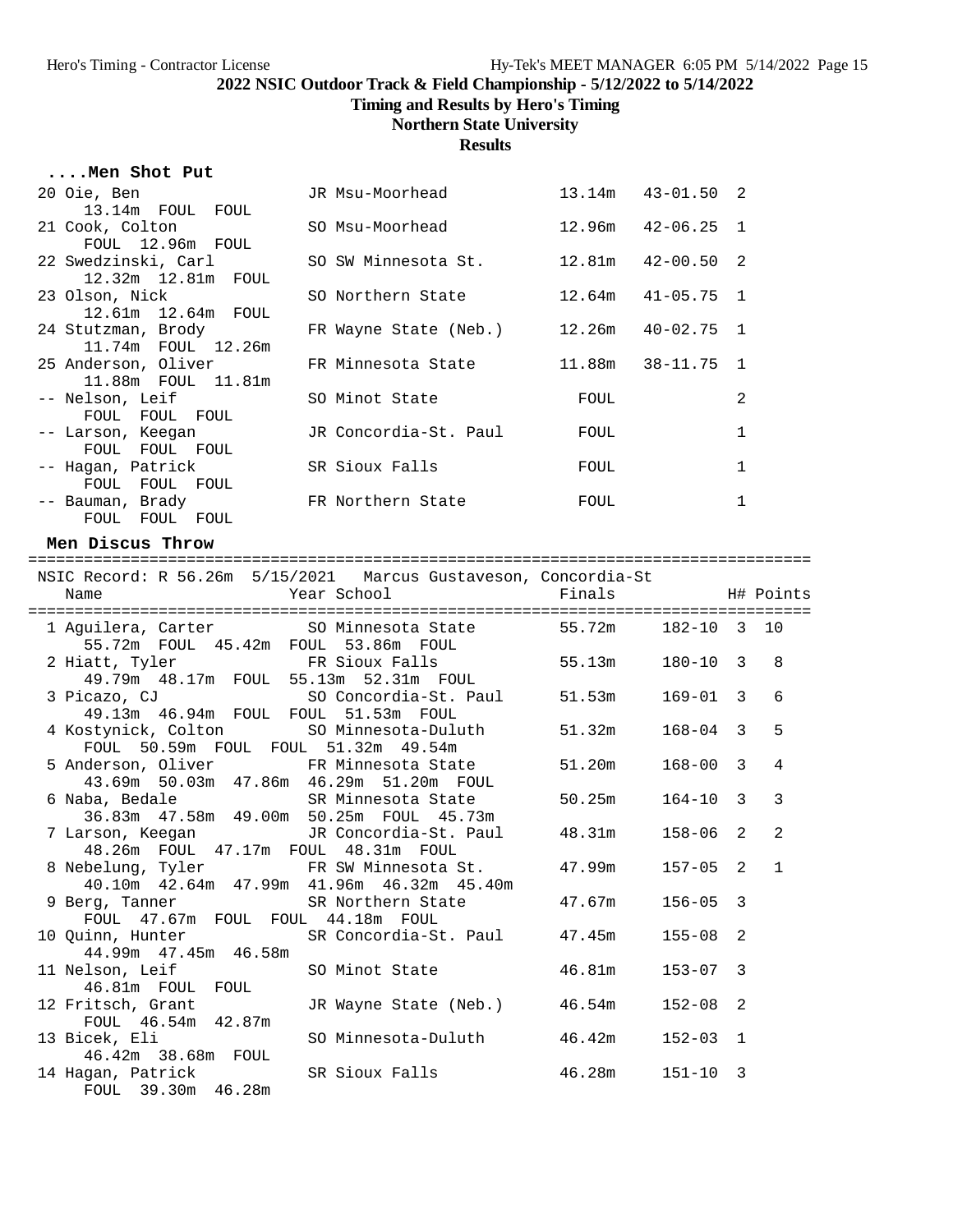## 2022 NSIC Outdoor Track & Field Championship - 5/12/2022 to 5/14/2022

**Timing and Results by Hero's Timing**

**Northern State University**

**Results**

### ....Men Shot Put

| Place | Name | Year | School | Finals | | H# |
|---|---|---|---|---|---|---|
| 20 | Oie, Ben | JR | Msu-Moorhead | 13.14m | 43-01.50 | 2 |
| | 13.14m FOUL FOUL | | | | | |
| 21 | Cook, Colton | SO | Msu-Moorhead | 12.96m | 42-06.25 | 1 |
| | FOUL 12.96m FOUL | | | | | |
| 22 | Swedzinski, Carl | SO | SW Minnesota St. | 12.81m | 42-00.50 | 2 |
| | 12.32m 12.81m FOUL | | | | | |
| 23 | Olson, Nick | SO | Northern State | 12.64m | 41-05.75 | 1 |
| | 12.61m 12.64m FOUL | | | | | |
| 24 | Stutzman, Brody | FR | Wayne State (Neb.) | 12.26m | 40-02.75 | 1 |
| | 11.74m FOUL 12.26m | | | | | |
| 25 | Anderson, Oliver | FR | Minnesota State | 11.88m | 38-11.75 | 1 |
| | 11.88m FOUL 11.81m | | | | | |
| -- | Nelson, Leif | SO | Minot State | FOUL | | 2 |
| | FOUL FOUL FOUL | | | | | |
| -- | Larson, Keegan | JR | Concordia-St. Paul | FOUL | | 1 |
| | FOUL FOUL FOUL | | | | | |
| -- | Hagan, Patrick | SR | Sioux Falls | FOUL | | 1 |
| | FOUL FOUL FOUL | | | | | |
| -- | Bauman, Brady | FR | Northern State | FOUL | | 1 |
| | FOUL FOUL FOUL | | | | | |

### Men Discus Throw

NSIC Record: R 56.26m 5/15/2021 Marcus Gustaveson, Concordia-St

| Place | Name | Year | School | Finals | | H# | Points |
|---|---|---|---|---|---|---|---|
| 1 | Aguilera, Carter | SO | Minnesota State | 55.72m | 182-10 | 3 | 10 |
| | 55.72m FOUL 45.42m FOUL 53.86m FOUL | | | | | | |
| 2 | Hiatt, Tyler | FR | Sioux Falls | 55.13m | 180-10 | 3 | 8 |
| | 49.79m 48.17m FOUL 55.13m 52.31m FOUL | | | | | | |
| 3 | Picazo, CJ | SO | Concordia-St. Paul | 51.53m | 169-01 | 3 | 6 |
| | 49.13m 46.94m FOUL FOUL 51.53m FOUL | | | | | | |
| 4 | Kostynick, Colton | SO | Minnesota-Duluth | 51.32m | 168-04 | 3 | 5 |
| | FOUL 50.59m FOUL FOUL 51.32m 49.54m | | | | | | |
| 5 | Anderson, Oliver | FR | Minnesota State | 51.20m | 168-00 | 3 | 4 |
| | 43.69m 50.03m 47.86m 46.29m 51.20m FOUL | | | | | | |
| 6 | Naba, Bedale | SR | Minnesota State | 50.25m | 164-10 | 3 | 3 |
| | 36.83m 47.58m 49.00m 50.25m FOUL 45.73m | | | | | | |
| 7 | Larson, Keegan | JR | Concordia-St. Paul | 48.31m | 158-06 | 2 | 2 |
| | 48.26m FOUL 47.17m FOUL 48.31m FOUL | | | | | | |
| 8 | Nebelung, Tyler | FR | SW Minnesota St. | 47.99m | 157-05 | 2 | 1 |
| | 40.10m 42.64m 47.99m 41.96m 46.32m 45.40m | | | | | | |
| 9 | Berg, Tanner | SR | Northern State | 47.67m | 156-05 | 3 | |
| | FOUL 47.67m FOUL FOUL 44.18m FOUL | | | | | | |
| 10 | Quinn, Hunter | SR | Concordia-St. Paul | 47.45m | 155-08 | 2 | |
| | 44.99m 47.45m 46.58m | | | | | | |
| 11 | Nelson, Leif | SO | Minot State | 46.81m | 153-07 | 3 | |
| | 46.81m FOUL FOUL | | | | | | |
| 12 | Fritsch, Grant | JR | Wayne State (Neb.) | 46.54m | 152-08 | 2 | |
| | FOUL 46.54m 42.87m | | | | | | |
| 13 | Bicek, Eli | SO | Minnesota-Duluth | 46.42m | 152-03 | 1 | |
| | 46.42m 38.68m FOUL | | | | | | |
| 14 | Hagan, Patrick | SR | Sioux Falls | 46.28m | 151-10 | 3 | |
| | FOUL 39.30m 46.28m | | | | | | |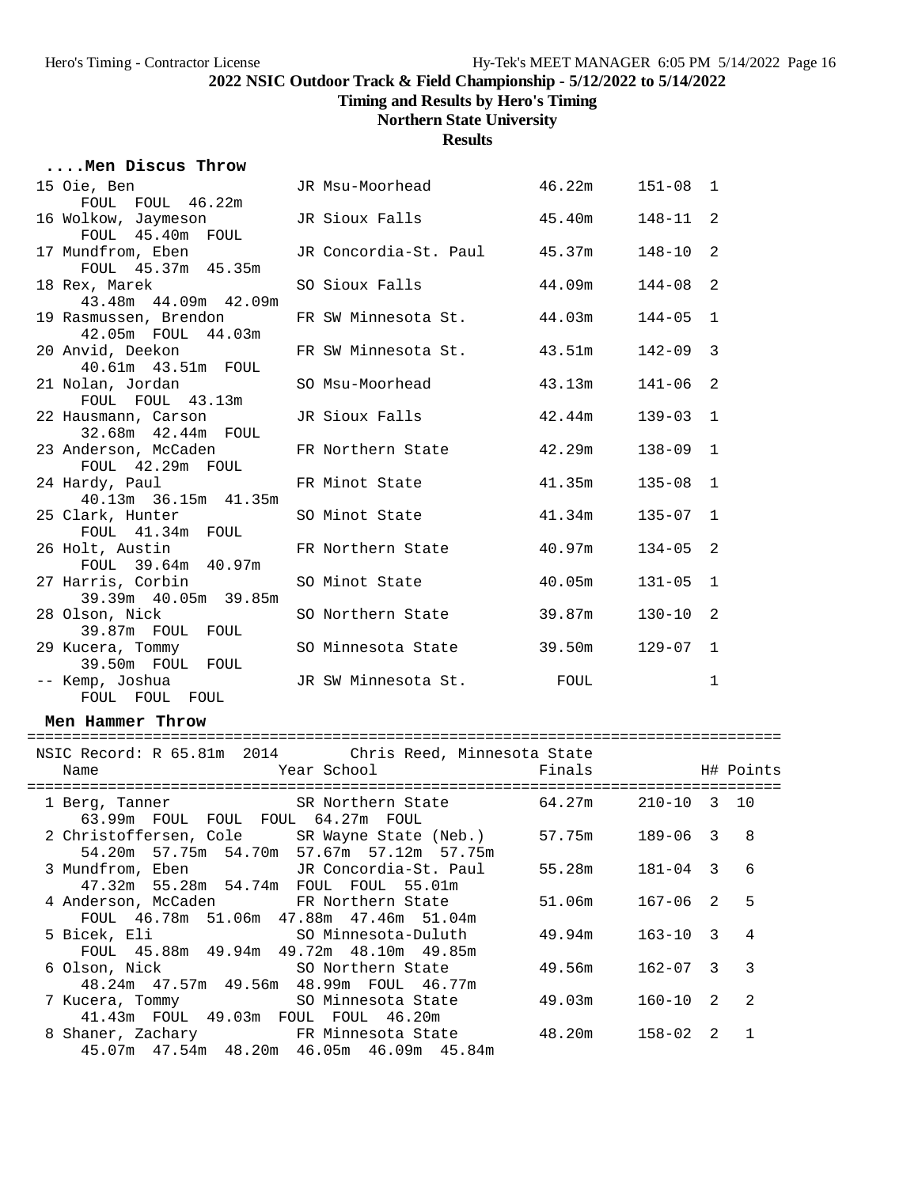## 2022 NSIC Outdoor Track & Field Championship - 5/12/2022 to 5/14/2022

**Timing and Results by Hero's Timing**

**Northern State University**

**Results**

### ....Men Discus Throw

| Place | Name | Year | School | Finals | | H# |
|---|---|---|---|---|---|---|
| 15 | Oie, Ben | JR | Msu-Moorhead | 46.22m | 151-08 | 1 |
| | FOUL FOUL 46.22m | | | | | |
| 16 | Wolkow, Jaymeson | JR | Sioux Falls | 45.40m | 148-11 | 2 |
| | FOUL 45.40m FOUL | | | | | |
| 17 | Mundfrom, Eben | JR | Concordia-St. Paul | 45.37m | 148-10 | 2 |
| | FOUL 45.37m 45.35m | | | | | |
| 18 | Rex, Marek | SO | Sioux Falls | 44.09m | 144-08 | 2 |
| | 43.48m 44.09m 42.09m | | | | | |
| 19 | Rasmussen, Brendon | FR | SW Minnesota St. | 44.03m | 144-05 | 1 |
| | 42.05m FOUL 44.03m | | | | | |
| 20 | Anvid, Deekon | FR | SW Minnesota St. | 43.51m | 142-09 | 3 |
| | 40.61m 43.51m FOUL | | | | | |
| 21 | Nolan, Jordan | SO | Msu-Moorhead | 43.13m | 141-06 | 2 |
| | FOUL FOUL 43.13m | | | | | |
| 22 | Hausmann, Carson | JR | Sioux Falls | 42.44m | 139-03 | 1 |
| | 32.68m 42.44m FOUL | | | | | |
| 23 | Anderson, McCaden | FR | Northern State | 42.29m | 138-09 | 1 |
| | FOUL 42.29m FOUL | | | | | |
| 24 | Hardy, Paul | FR | Minot State | 41.35m | 135-08 | 1 |
| | 40.13m 36.15m 41.35m | | | | | |
| 25 | Clark, Hunter | SO | Minot State | 41.34m | 135-07 | 1 |
| | FOUL 41.34m FOUL | | | | | |
| 26 | Holt, Austin | FR | Northern State | 40.97m | 134-05 | 2 |
| | FOUL 39.64m 40.97m | | | | | |
| 27 | Harris, Corbin | SO | Minot State | 40.05m | 131-05 | 1 |
| | 39.39m 40.05m 39.85m | | | | | |
| 28 | Olson, Nick | SO | Northern State | 39.87m | 130-10 | 2 |
| | 39.87m FOUL FOUL | | | | | |
| 29 | Kucera, Tommy | SO | Minnesota State | 39.50m | 129-07 | 1 |
| | 39.50m FOUL FOUL | | | | | |
| -- | Kemp, Joshua | JR | SW Minnesota St. | FOUL | | 1 |
| | FOUL FOUL FOUL | | | | | |

### Men Hammer Throw

NSIC Record: R 65.81m 2014 Chris Reed, Minnesota State

| Place | Name | Year | School | Finals | | H# | Points |
|---|---|---|---|---|---|---|---|
| 1 | Berg, Tanner | SR | Northern State | 64.27m | 210-10 | 3 | 10 |
| | 63.99m FOUL FOUL FOUL 64.27m FOUL | | | | | | |
| 2 | Christoffersen, Cole | SR | Wayne State (Neb.) | 57.75m | 189-06 | 3 | 8 |
| | 54.20m 57.75m 54.70m 57.67m 57.12m 57.75m | | | | | | |
| 3 | Mundfrom, Eben | JR | Concordia-St. Paul | 55.28m | 181-04 | 3 | 6 |
| | 47.32m 55.28m 54.74m FOUL FOUL 55.01m | | | | | | |
| 4 | Anderson, McCaden | FR | Northern State | 51.06m | 167-06 | 2 | 5 |
| | FOUL 46.78m 51.06m 47.88m 47.46m 51.04m | | | | | | |
| 5 | Bicek, Eli | SO | Minnesota-Duluth | 49.94m | 163-10 | 3 | 4 |
| | FOUL 45.88m 49.94m 49.72m 48.10m 49.85m | | | | | | |
| 6 | Olson, Nick | SO | Northern State | 49.56m | 162-07 | 3 | 3 |
| | 48.24m 47.57m 49.56m 48.99m FOUL 46.77m | | | | | | |
| 7 | Kucera, Tommy | SO | Minnesota State | 49.03m | 160-10 | 2 | 2 |
| | 41.43m FOUL 49.03m FOUL FOUL 46.20m | | | | | | |
| 8 | Shaner, Zachary | FR | Minnesota State | 48.20m | 158-02 | 2 | 1 |
| | 45.07m 47.54m 48.20m 46.05m 46.09m 45.84m | | | | | | |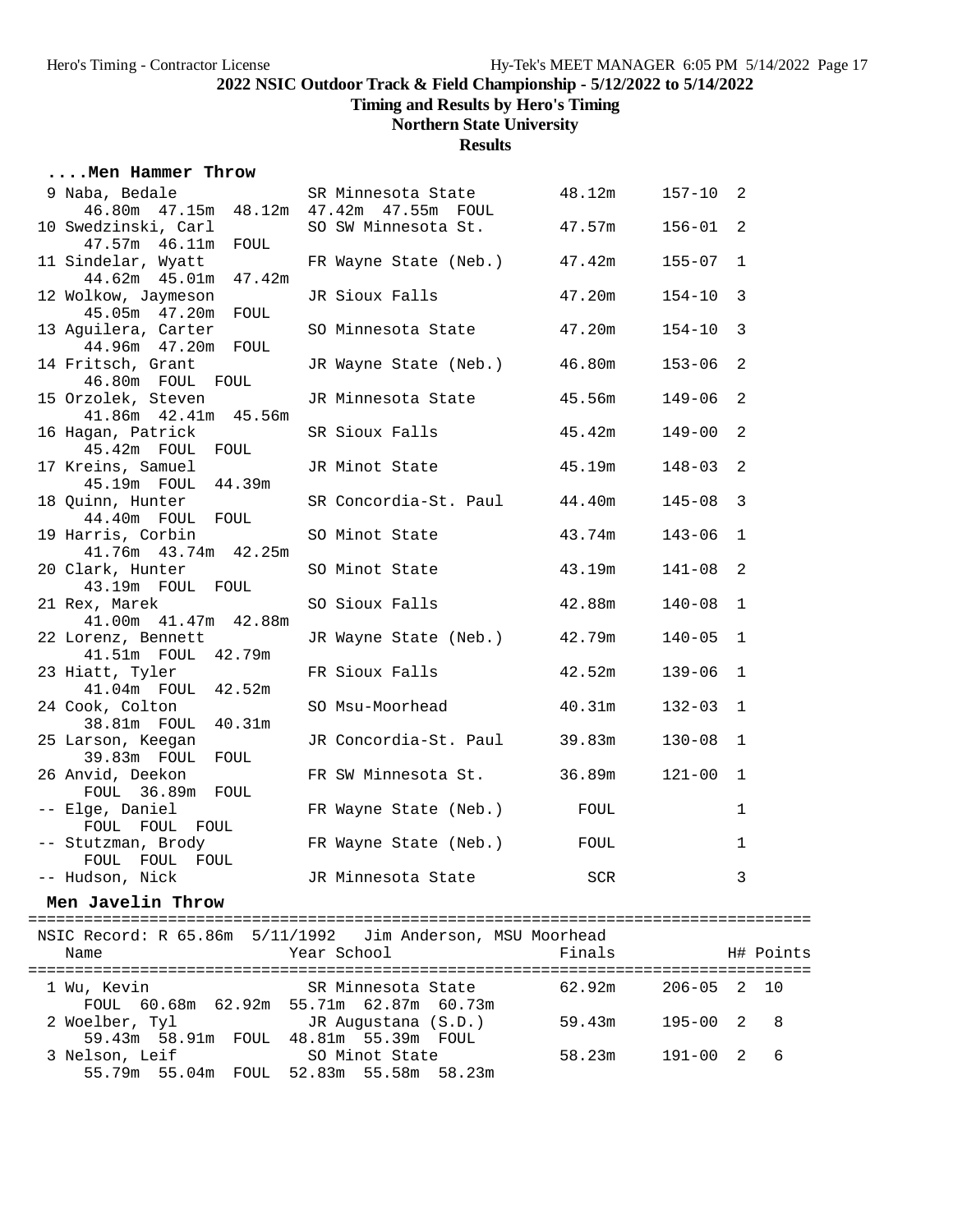**2022 NSIC Outdoor Track & Field Championship - 5/12/2022 to 5/14/2022**

**Timing and Results by Hero's Timing**

**Northern State University**

**Results**

### ....Men Hammer Throw

| Place | Name | Year | School | Finals | Feet | H# |
|---|---|---|---|---|---|---|
| 9 | Naba, Bedale | SR | Minnesota State | 48.12m | 157-10 | 2 |
| | 46.80m 47.15m 48.12m 47.42m 47.55m FOUL | | | | | |
| 10 | Swedzinski, Carl | SO | SW Minnesota St. | 47.57m | 156-01 | 2 |
| | 47.57m 46.11m FOUL | | | | | |
| 11 | Sindelar, Wyatt | FR | Wayne State (Neb.) | 47.42m | 155-07 | 1 |
| | 44.62m 45.01m 47.42m | | | | | |
| 12 | Wolkow, Jaymeson | JR | Sioux Falls | 47.20m | 154-10 | 3 |
| | 45.05m 47.20m FOUL | | | | | |
| 13 | Aguilera, Carter | SO | Minnesota State | 47.20m | 154-10 | 3 |
| | 44.96m 47.20m FOUL | | | | | |
| 14 | Fritsch, Grant | JR | Wayne State (Neb.) | 46.80m | 153-06 | 2 |
| | 46.80m FOUL FOUL | | | | | |
| 15 | Orzolek, Steven | JR | Minnesota State | 45.56m | 149-06 | 2 |
| | 41.86m 42.41m 45.56m | | | | | |
| 16 | Hagan, Patrick | SR | Sioux Falls | 45.42m | 149-00 | 2 |
| | 45.42m FOUL FOUL | | | | | |
| 17 | Kreins, Samuel | JR | Minot State | 45.19m | 148-03 | 2 |
| | 45.19m FOUL 44.39m | | | | | |
| 18 | Quinn, Hunter | SR | Concordia-St. Paul | 44.40m | 145-08 | 3 |
| | 44.40m FOUL FOUL | | | | | |
| 19 | Harris, Corbin | SO | Minot State | 43.74m | 143-06 | 1 |
| | 41.76m 43.74m 42.25m | | | | | |
| 20 | Clark, Hunter | SO | Minot State | 43.19m | 141-08 | 2 |
| | 43.19m FOUL FOUL | | | | | |
| 21 | Rex, Marek | SO | Sioux Falls | 42.88m | 140-08 | 1 |
| | 41.00m 41.47m 42.88m | | | | | |
| 22 | Lorenz, Bennett | JR | Wayne State (Neb.) | 42.79m | 140-05 | 1 |
| | 41.51m FOUL 42.79m | | | | | |
| 23 | Hiatt, Tyler | FR | Sioux Falls | 42.52m | 139-06 | 1 |
| | 41.04m FOUL 42.52m | | | | | |
| 24 | Cook, Colton | SO | Msu-Moorhead | 40.31m | 132-03 | 1 |
| | 38.81m FOUL 40.31m | | | | | |
| 25 | Larson, Keegan | JR | Concordia-St. Paul | 39.83m | 130-08 | 1 |
| | 39.83m FOUL FOUL | | | | | |
| 26 | Anvid, Deekon | FR | SW Minnesota St. | 36.89m | 121-00 | 1 |
| | FOUL 36.89m FOUL | | | | | |
| -- | Elge, Daniel | FR | Wayne State (Neb.) | FOUL | | 1 |
| | FOUL FOUL FOUL | | | | | |
| -- | Stutzman, Brody | FR | Wayne State (Neb.) | FOUL | | 1 |
| | FOUL FOUL FOUL | | | | | |
| -- | Hudson, Nick | JR | Minnesota State | SCR | | 3 |

### Men Javelin Throw

NSIC Record: R 65.86m 5/11/1992 Jim Anderson, MSU Moorhead

| Place | Name | Year | School | Finals | Feet | H# | Points |
|---|---|---|---|---|---|---|---|
| 1 | Wu, Kevin | SR | Minnesota State | 62.92m | 206-05 | 2 | 10 |
| | FOUL 60.68m 62.92m 55.71m 62.87m 60.73m | | | | | | |
| 2 | Woelber, Tyl | JR | Augustana (S.D.) | 59.43m | 195-00 | 2 | 8 |
| | 59.43m 58.91m FOUL 48.81m 55.39m FOUL | | | | | | |
| 3 | Nelson, Leif | SO | Minot State | 58.23m | 191-00 | 2 | 6 |
| | 55.79m 55.04m FOUL 52.83m 55.58m 58.23m | | | | | | |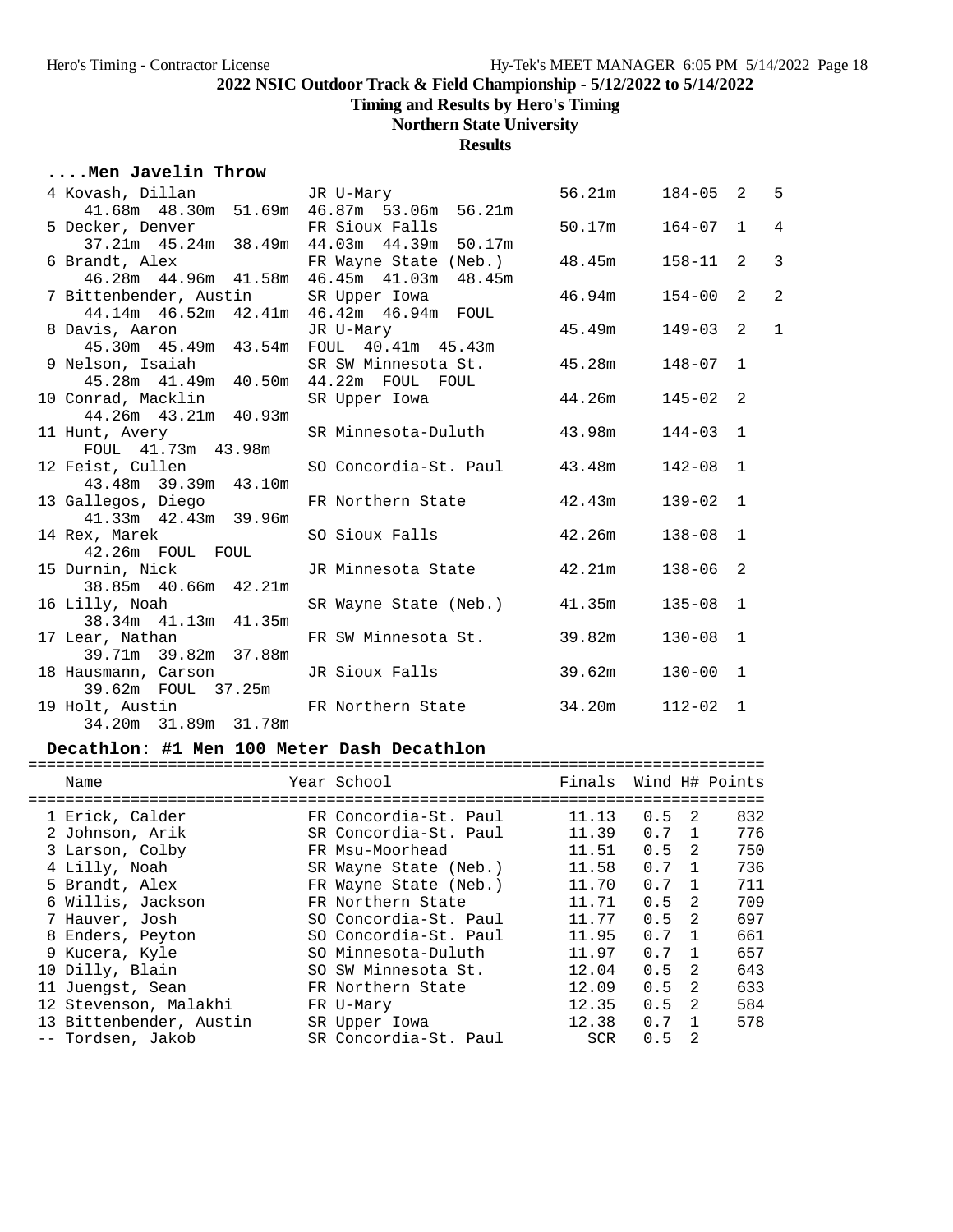## ....Men Javelin Throw

| Place | Name | Year | School | Finals | Imperial | Flight | Points |
|---|---|---|---|---|---|---|---|
| 4 | Kovash, Dillan | JR | U-Mary | 56.21m | 184-05 | 2 | 5 |
| | 41.68m 48.30m 51.69m 46.87m 53.06m 56.21m | | | | | | |
| 5 | Decker, Denver | FR | Sioux Falls | 50.17m | 164-07 | 1 | 4 |
| | 37.21m 45.24m 38.49m 44.03m 44.39m 50.17m | | | | | | |
| 6 | Brandt, Alex | FR | Wayne State (Neb.) | 48.45m | 158-11 | 2 | 3 |
| | 46.28m 44.96m 41.58m 46.45m 41.03m 48.45m | | | | | | |
| 7 | Bittenbender, Austin | SR | Upper Iowa | 46.94m | 154-00 | 2 | 2 |
| | 44.14m 46.52m 42.41m 46.42m 46.94m FOUL | | | | | | |
| 8 | Davis, Aaron | JR | U-Mary | 45.49m | 149-03 | 2 | 1 |
| | 45.30m 45.49m 43.54m FOUL 40.41m 45.43m | | | | | | |
| 9 | Nelson, Isaiah | SR | SW Minnesota St. | 45.28m | 148-07 | 1 | |
| | 45.28m 41.49m 40.50m 44.22m FOUL FOUL | | | | | | |
| 10 | Conrad, Macklin | SR | Upper Iowa | 44.26m | 145-02 | 2 | |
| | 44.26m 43.21m 40.93m | | | | | | |
| 11 | Hunt, Avery | SR | Minnesota-Duluth | 43.98m | 144-03 | 1 | |
| | FOUL 41.73m 43.98m | | | | | | |
| 12 | Feist, Cullen | SO | Concordia-St. Paul | 43.48m | 142-08 | 1 | |
| | 43.48m 39.39m 43.10m | | | | | | |
| 13 | Gallegos, Diego | FR | Northern State | 42.43m | 139-02 | 1 | |
| | 41.33m 42.43m 39.96m | | | | | | |
| 14 | Rex, Marek | SO | Sioux Falls | 42.26m | 138-08 | 1 | |
| | 42.26m FOUL FOUL | | | | | | |
| 15 | Durnin, Nick | JR | Minnesota State | 42.21m | 138-06 | 2 | |
| | 38.85m 40.66m 42.21m | | | | | | |
| 16 | Lilly, Noah | SR | Wayne State (Neb.) | 41.35m | 135-08 | 1 | |
| | 38.34m 41.13m 41.35m | | | | | | |
| 17 | Lear, Nathan | FR | SW Minnesota St. | 39.82m | 130-08 | 1 | |
| | 39.71m 39.82m 37.88m | | | | | | |
| 18 | Hausmann, Carson | JR | Sioux Falls | 39.62m | 130-00 | 1 | |
| | 39.62m FOUL 37.25m | | | | | | |
| 19 | Holt, Austin | FR | Northern State | 34.20m | 112-02 | 1 | |
| | 34.20m 31.89m 31.78m | | | | | | |

## Decathlon: #1 Men 100 Meter Dash Decathlon

| Place | Name | Year | School | Finals | Wind | H# | Points |
|---|---|---|---|---|---|---|---|
| 1 | Erick, Calder | FR | Concordia-St. Paul | 11.13 | 0.5 | 2 | 832 |
| 2 | Johnson, Arik | SR | Concordia-St. Paul | 11.39 | 0.7 | 1 | 776 |
| 3 | Larson, Colby | FR | Msu-Moorhead | 11.51 | 0.5 | 2 | 750 |
| 4 | Lilly, Noah | SR | Wayne State (Neb.) | 11.58 | 0.7 | 1 | 736 |
| 5 | Brandt, Alex | FR | Wayne State (Neb.) | 11.70 | 0.7 | 1 | 711 |
| 6 | Willis, Jackson | FR | Northern State | 11.71 | 0.5 | 2 | 709 |
| 7 | Hauver, Josh | SO | Concordia-St. Paul | 11.77 | 0.5 | 2 | 697 |
| 8 | Enders, Peyton | SO | Concordia-St. Paul | 11.95 | 0.7 | 1 | 661 |
| 9 | Kucera, Kyle | SO | Minnesota-Duluth | 11.97 | 0.7 | 1 | 657 |
| 10 | Dilly, Blain | SO | SW Minnesota St. | 12.04 | 0.5 | 2 | 643 |
| 11 | Juengst, Sean | FR | Northern State | 12.09 | 0.5 | 2 | 633 |
| 12 | Stevenson, Malakhi | FR | U-Mary | 12.35 | 0.5 | 2 | 584 |
| 13 | Bittenbender, Austin | SR | Upper Iowa | 12.38 | 0.7 | 1 | 578 |
| -- | Tordsen, Jakob | SR | Concordia-St. Paul | SCR | 0.5 | 2 | |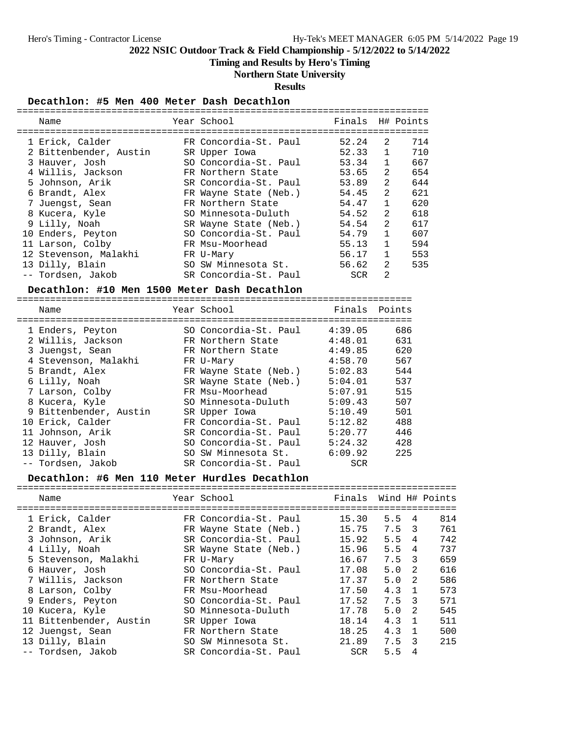# 2022 NSIC Outdoor Track & Field Championship - 5/12/2022 to 5/14/2022

## Timing and Results by Hero's Timing

## Northern State University

## Results

### Decathlon: #5 Men 400 Meter Dash Decathlon

| | Name | Year | School | Finals | H# | Points |
|---|---|---|---|---|---|---|
| 1 | Erick, Calder | FR | Concordia-St. Paul | 52.24 | 2 | 714 |
| 2 | Bittenbender, Austin | SR | Upper Iowa | 52.33 | 1 | 710 |
| 3 | Hauver, Josh | SO | Concordia-St. Paul | 53.34 | 1 | 667 |
| 4 | Willis, Jackson | FR | Northern State | 53.65 | 2 | 654 |
| 5 | Johnson, Arik | SR | Concordia-St. Paul | 53.89 | 2 | 644 |
| 6 | Brandt, Alex | FR | Wayne State (Neb.) | 54.45 | 2 | 621 |
| 7 | Juengst, Sean | FR | Northern State | 54.47 | 1 | 620 |
| 8 | Kucera, Kyle | SO | Minnesota-Duluth | 54.52 | 2 | 618 |
| 9 | Lilly, Noah | SR | Wayne State (Neb.) | 54.54 | 2 | 617 |
| 10 | Enders, Peyton | SO | Concordia-St. Paul | 54.79 | 1 | 607 |
| 11 | Larson, Colby | FR | Msu-Moorhead | 55.13 | 1 | 594 |
| 12 | Stevenson, Malakhi | FR | U-Mary | 56.17 | 1 | 553 |
| 13 | Dilly, Blain | SO | SW Minnesota St. | 56.62 | 2 | 535 |
| -- | Tordsen, Jakob | SR | Concordia-St. Paul | SCR | 2 | |

### Decathlon: #10 Men 1500 Meter Dash Decathlon

| | Name | Year | School | Finals | Points |
|---|---|---|---|---|---|
| 1 | Enders, Peyton | SO | Concordia-St. Paul | 4:39.05 | 686 |
| 2 | Willis, Jackson | FR | Northern State | 4:48.01 | 631 |
| 3 | Juengst, Sean | FR | Northern State | 4:49.85 | 620 |
| 4 | Stevenson, Malakhi | FR | U-Mary | 4:58.70 | 567 |
| 5 | Brandt, Alex | FR | Wayne State (Neb.) | 5:02.83 | 544 |
| 6 | Lilly, Noah | SR | Wayne State (Neb.) | 5:04.01 | 537 |
| 7 | Larson, Colby | FR | Msu-Moorhead | 5:07.91 | 515 |
| 8 | Kucera, Kyle | SO | Minnesota-Duluth | 5:09.43 | 507 |
| 9 | Bittenbender, Austin | SR | Upper Iowa | 5:10.49 | 501 |
| 10 | Erick, Calder | FR | Concordia-St. Paul | 5:12.82 | 488 |
| 11 | Johnson, Arik | SR | Concordia-St. Paul | 5:20.77 | 446 |
| 12 | Hauver, Josh | SO | Concordia-St. Paul | 5:24.32 | 428 |
| 13 | Dilly, Blain | SO | SW Minnesota St. | 6:09.92 | 225 |
| -- | Tordsen, Jakob | SR | Concordia-St. Paul | SCR | |

### Decathlon: #6 Men 110 Meter Hurdles Decathlon

| | Name | Year | School | Finals | Wind | H# | Points |
|---|---|---|---|---|---|---|---|
| 1 | Erick, Calder | FR | Concordia-St. Paul | 15.30 | 5.5 | 4 | 814 |
| 2 | Brandt, Alex | FR | Wayne State (Neb.) | 15.75 | 7.5 | 3 | 761 |
| 3 | Johnson, Arik | SR | Concordia-St. Paul | 15.92 | 5.5 | 4 | 742 |
| 4 | Lilly, Noah | SR | Wayne State (Neb.) | 15.96 | 5.5 | 4 | 737 |
| 5 | Stevenson, Malakhi | FR | U-Mary | 16.67 | 7.5 | 3 | 659 |
| 6 | Hauver, Josh | SO | Concordia-St. Paul | 17.08 | 5.0 | 2 | 616 |
| 7 | Willis, Jackson | FR | Northern State | 17.37 | 5.0 | 2 | 586 |
| 8 | Larson, Colby | FR | Msu-Moorhead | 17.50 | 4.3 | 1 | 573 |
| 9 | Enders, Peyton | SO | Concordia-St. Paul | 17.52 | 7.5 | 3 | 571 |
| 10 | Kucera, Kyle | SO | Minnesota-Duluth | 17.78 | 5.0 | 2 | 545 |
| 11 | Bittenbender, Austin | SR | Upper Iowa | 18.14 | 4.3 | 1 | 511 |
| 12 | Juengst, Sean | FR | Northern State | 18.25 | 4.3 | 1 | 500 |
| 13 | Dilly, Blain | SO | SW Minnesota St. | 21.89 | 7.5 | 3 | 215 |
| -- | Tordsen, Jakob | SR | Concordia-St. Paul | SCR | 5.5 | 4 | |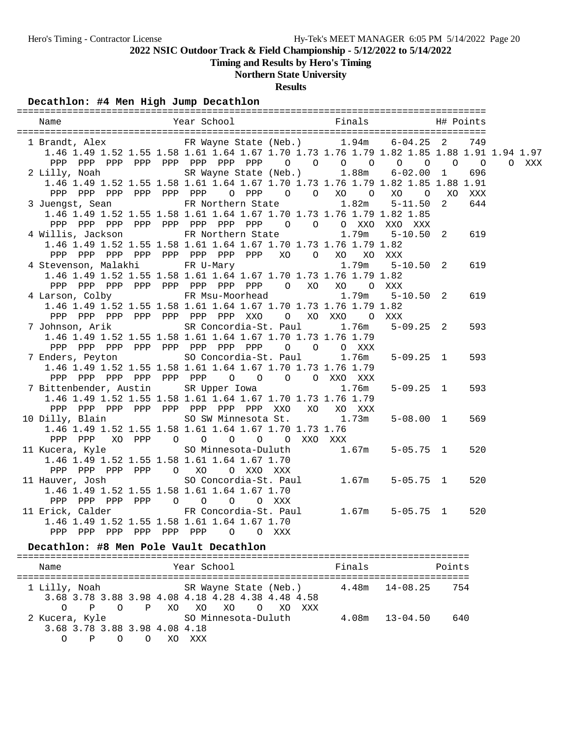2022 NSIC Outdoor Track & Field Championship - 5/12/2022 to 5/14/2022

Timing and Results by Hero's Timing

Northern State University

**Results**

### Decathlon: #4 Men High Jump Decathlon

```
=====================================================================================
    Name                    Year School                 Finals            H# Points
=====================================================================================
  1 Brandt, Alex            FR Wayne State (Neb.)      1.94m    6-04.25  2   749
     1.46 1.49 1.52 1.55 1.58 1.61 1.64 1.67 1.70 1.73 1.76 1.79 1.82 1.85 1.88 1.91 1.94 1.97
      PPP  PPP  PPP  PPP  PPP  PPP  PPP  PPP    O    O    O    O    O    O    O    O    O XXX
  2 Lilly, Noah             SR Wayne State (Neb.)      1.88m    6-02.00  1   696
     1.46 1.49 1.52 1.55 1.58 1.61 1.64 1.67 1.70 1.73 1.76 1.79 1.82 1.85 1.88 1.91
      PPP  PPP  PPP  PPP  PPP  PPP    O  PPP    O    O   XO    O   XO    O   XO  XXX
  3 Juengst, Sean           FR Northern State          1.82m    5-11.50  2   644
     1.46 1.49 1.52 1.55 1.58 1.61 1.64 1.67 1.70 1.73 1.76 1.79 1.82 1.85
      PPP  PPP  PPP  PPP  PPP  PPP  PPP  PPP    O    O    O  XXO  XXO  XXX
  4 Willis, Jackson         FR Northern State          1.79m    5-10.50  2   619
     1.46 1.49 1.52 1.55 1.58 1.61 1.64 1.67 1.70 1.73 1.76 1.79 1.82
      PPP  PPP  PPP  PPP  PPP  PPP  PPP  PPP   XO    O   XO   XO  XXX
  4 Stevenson, Malakhi      FR U-Mary                  1.79m    5-10.50  2   619
     1.46 1.49 1.52 1.55 1.58 1.61 1.64 1.67 1.70 1.73 1.76 1.79 1.82
      PPP  PPP  PPP  PPP  PPP  PPP  PPP  PPP    O   XO   XO    O  XXX
  4 Larson, Colby           FR Msu-Moorhead            1.79m    5-10.50  2   619
     1.46 1.49 1.52 1.55 1.58 1.61 1.64 1.67 1.70 1.73 1.76 1.79 1.82
      PPP  PPP  PPP  PPP  PPP  PPP  PPP  XXO    O   XO  XXO    O  XXX
  7 Johnson, Arik           SR Concordia-St. Paul      1.76m    5-09.25  2   593
     1.46 1.49 1.52 1.55 1.58 1.61 1.64 1.67 1.70 1.73 1.76 1.79
      PPP  PPP  PPP  PPP  PPP  PPP  PPP  PPP    O    O    O  XXX
  7 Enders, Peyton          SO Concordia-St. Paul      1.76m    5-09.25  1   593
     1.46 1.49 1.52 1.55 1.58 1.61 1.64 1.67 1.70 1.73 1.76 1.79
      PPP  PPP  PPP  PPP  PPP  PPP    O    O    O    O  XXO  XXX
  7 Bittenbender, Austin    SR Upper Iowa              1.76m    5-09.25  1   593
     1.46 1.49 1.52 1.55 1.58 1.61 1.64 1.67 1.70 1.73 1.76 1.79
      PPP  PPP  PPP  PPP  PPP  PPP  PPP  PPP  XXO   XO   XO  XXX
 10 Dilly, Blain            SO SW Minnesota St.        1.73m    5-08.00  1   569
     1.46 1.49 1.52 1.55 1.58 1.61 1.64 1.67 1.70 1.73 1.76
      PPP  PPP   XO  PPP    O    O    O    O    O  XXO  XXX
 11 Kucera, Kyle            SO Minnesota-Duluth        1.67m    5-05.75  1   520
     1.46 1.49 1.52 1.55 1.58 1.61 1.64 1.67 1.70
      PPP  PPP  PPP  PPP    O   XO    O  XXO  XXX
 11 Hauver, Josh            SO Concordia-St. Paul      1.67m    5-05.75  1   520
     1.46 1.49 1.52 1.55 1.58 1.61 1.64 1.67 1.70
      PPP  PPP  PPP  PPP    O    O    O    O  XXX
 11 Erick, Calder           FR Concordia-St. Paul      1.67m    5-05.75  1   520
     1.46 1.49 1.52 1.55 1.58 1.61 1.64 1.67 1.70
      PPP  PPP  PPP  PPP  PPP  PPP    O    O  XXX
```

### Decathlon: #8 Men Pole Vault Decathlon

```
================================================================================
    Name                    Year School                 Finals            Points
================================================================================
  1 Lilly, Noah             SR Wayne State (Neb.)      4.48m   14-08.25    754
     3.68 3.78 3.88 3.98 4.08 4.18 4.28 4.38 4.48 4.58
        O    P    O    P   XO   XO   XO    O   XO  XXX
  2 Kucera, Kyle            SO Minnesota-Duluth        4.08m   13-04.50    640
     3.68 3.78 3.88 3.98 4.08 4.18
        O    P    O    O   XO  XXX
```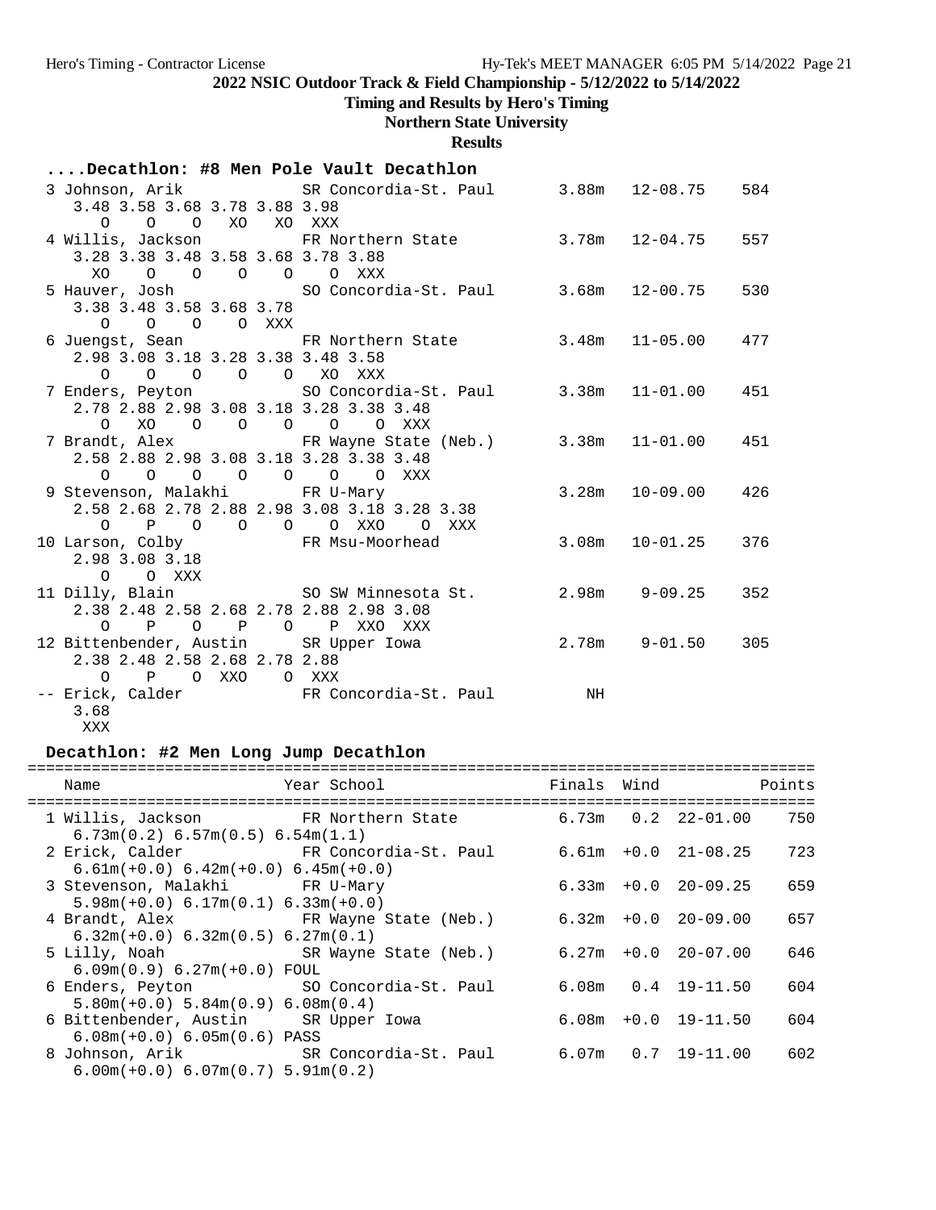**2022 NSIC Outdoor Track & Field Championship - 5/12/2022 to 5/14/2022**

**Timing and Results by Hero's Timing**

**Northern State University**

**Results**

### ....Decathlon: #8 Men Pole Vault Decathlon

```
  3 Johnson, Arik             SR Concordia-St. Paul       3.88m   12-08.75    584
     3.48 3.58 3.68 3.78 3.88 3.98
        O    O    O   XO   XO  XXX
  4 Willis, Jackson           FR Northern State           3.78m   12-04.75    557
     3.28 3.38 3.48 3.58 3.68 3.78 3.88
       XO    O    O    O    O    O  XXX
  5 Hauver, Josh              SO Concordia-St. Paul       3.68m   12-00.75    530
     3.38 3.48 3.58 3.68 3.78
        O    O    O    O  XXX
  6 Juengst, Sean             FR Northern State           3.48m   11-05.00    477
     2.98 3.08 3.18 3.28 3.38 3.48 3.58
        O    O    O    O    O   XO  XXX
  7 Enders, Peyton            SO Concordia-St. Paul       3.38m   11-01.00    451
     2.78 2.88 2.98 3.08 3.18 3.28 3.38 3.48
        O   XO    O    O    O    O    O  XXX
  7 Brandt, Alex              FR Wayne State (Neb.)       3.38m   11-01.00    451
     2.58 2.88 2.98 3.08 3.18 3.28 3.38 3.48
        O    O    O    O    O    O    O  XXX
  9 Stevenson, Malakhi        FR U-Mary                   3.28m   10-09.00    426
     2.58 2.68 2.78 2.88 2.98 3.08 3.18 3.28 3.38
        O    P    O    O    O    O  XXO    O  XXX
 10 Larson, Colby             FR Msu-Moorhead             3.08m   10-01.25    376
     2.98 3.08 3.18
        O    O  XXX
 11 Dilly, Blain              SO SW Minnesota St.         2.98m    9-09.25    352
     2.38 2.48 2.58 2.68 2.78 2.88 2.98 3.08
        O    P    O    P    O    P  XXO  XXX
 12 Bittenbender, Austin      SR Upper Iowa               2.78m    9-01.50    305
     2.38 2.48 2.58 2.68 2.78 2.88
        O    P    O  XXO    O  XXX
 -- Erick, Calder             FR Concordia-St. Paul          NH
     3.68
      XXX
```

### Decathlon: #2 Men Long Jump Decathlon

```
=====================================================================================
    Name                    Year School                Finals  Wind            Points
=====================================================================================
  1 Willis, Jackson           FR Northern State           6.73m   0.2  22-01.00    750
     6.73m(0.2) 6.57m(0.5) 6.54m(1.1)
  2 Erick, Calder             FR Concordia-St. Paul       6.61m  +0.0  21-08.25    723
     6.61m(+0.0) 6.42m(+0.0) 6.45m(+0.0)
  3 Stevenson, Malakhi        FR U-Mary                   6.33m  +0.0  20-09.25    659
     5.98m(+0.0) 6.17m(0.1) 6.33m(+0.0)
  4 Brandt, Alex              FR Wayne State (Neb.)       6.32m  +0.0  20-09.00    657
     6.32m(+0.0) 6.32m(0.5) 6.27m(0.1)
  5 Lilly, Noah               SR Wayne State (Neb.)       6.27m  +0.0  20-07.00    646
     6.09m(0.9) 6.27m(+0.0) FOUL
  6 Enders, Peyton            SO Concordia-St. Paul       6.08m   0.4  19-11.50    604
     5.80m(+0.0) 5.84m(0.9) 6.08m(0.4)
  6 Bittenbender, Austin      SR Upper Iowa               6.08m  +0.0  19-11.50    604
     6.08m(+0.0) 6.05m(0.6) PASS
  8 Johnson, Arik             SR Concordia-St. Paul       6.07m   0.7  19-11.00    602
     6.00m(+0.0) 6.07m(0.7) 5.91m(0.2)
```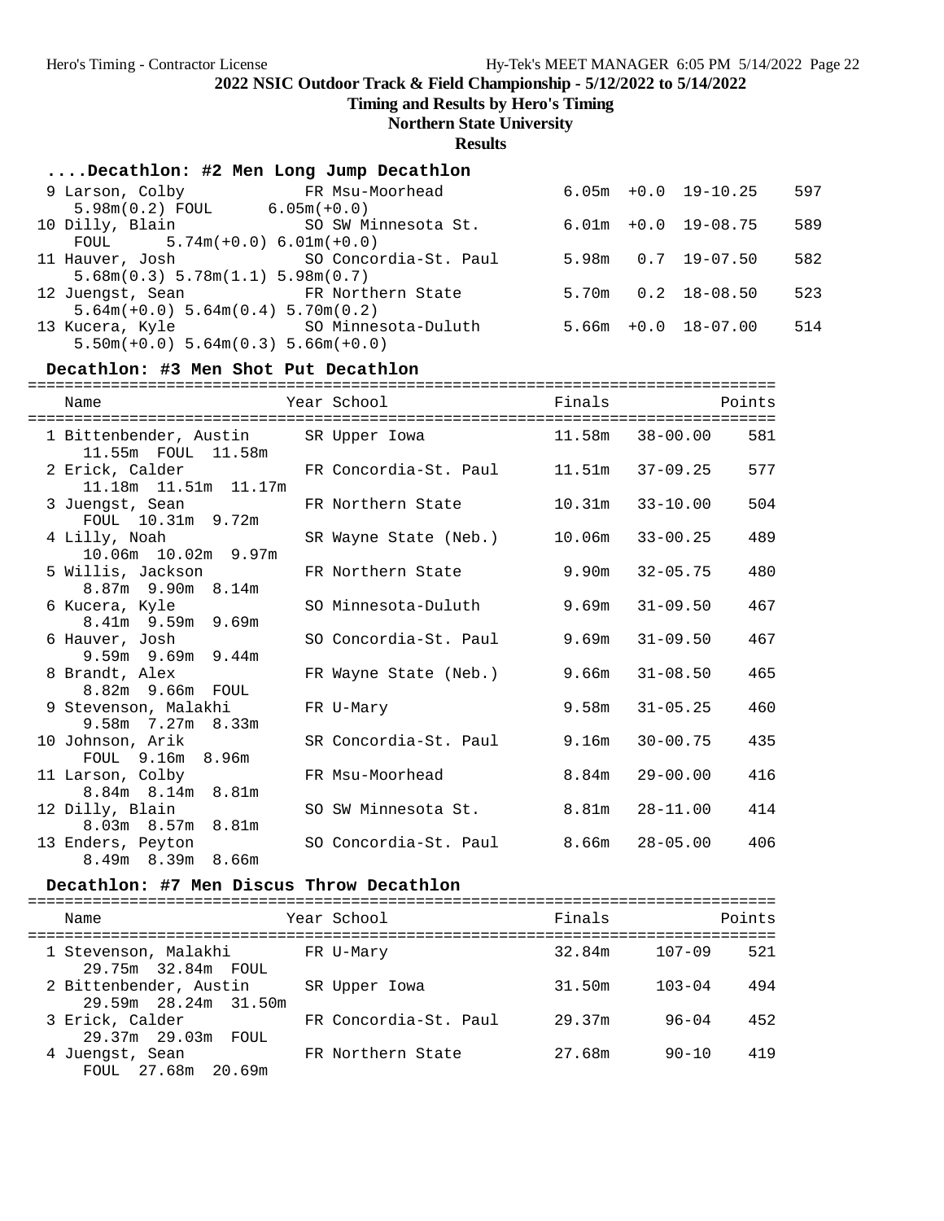2022 NSIC Outdoor Track & Field Championship - 5/12/2022 to 5/14/2022

Timing and Results by Hero's Timing

Northern State University

**Results**

### ....Decathlon: #2 Men Long Jump Decathlon

| Place | Name | Year | School | Finals | Wind | Imperial | Points |
|---|---|---|---|---|---|---|---|
| 9 | Larson, Colby | FR | Msu-Moorhead | 6.05m | +0.0 | 19-10.25 | 597 |
| | 5.98m(0.2) FOUL 6.05m(+0.0) | | | | | | |
| 10 | Dilly, Blain | SO | SW Minnesota St. | 6.01m | +0.0 | 19-08.75 | 589 |
| | FOUL 5.74m(+0.0) 6.01m(+0.0) | | | | | | |
| 11 | Hauver, Josh | SO | Concordia-St. Paul | 5.98m | 0.7 | 19-07.50 | 582 |
| | 5.68m(0.3) 5.78m(1.1) 5.98m(0.7) | | | | | | |
| 12 | Juengst, Sean | FR | Northern State | 5.70m | 0.2 | 18-08.50 | 523 |
| | 5.64m(+0.0) 5.64m(0.4) 5.70m(0.2) | | | | | | |
| 13 | Kucera, Kyle | SO | Minnesota-Duluth | 5.66m | +0.0 | 18-07.00 | 514 |
| | 5.50m(+0.0) 5.64m(0.3) 5.66m(+0.0) | | | | | | |

### Decathlon: #3 Men Shot Put Decathlon

| Place | Name | Year | School | Finals | Imperial | Points |
|---|---|---|---|---|---|---|
| 1 | Bittenbender, Austin | SR | Upper Iowa | 11.58m | 38-00.00 | 581 |
| | 11.55m FOUL 11.58m | | | | | |
| 2 | Erick, Calder | FR | Concordia-St. Paul | 11.51m | 37-09.25 | 577 |
| | 11.18m 11.51m 11.17m | | | | | |
| 3 | Juengst, Sean | FR | Northern State | 10.31m | 33-10.00 | 504 |
| | FOUL 10.31m 9.72m | | | | | |
| 4 | Lilly, Noah | SR | Wayne State (Neb.) | 10.06m | 33-00.25 | 489 |
| | 10.06m 10.02m 9.97m | | | | | |
| 5 | Willis, Jackson | FR | Northern State | 9.90m | 32-05.75 | 480 |
| | 8.87m 9.90m 8.14m | | | | | |
| 6 | Kucera, Kyle | SO | Minnesota-Duluth | 9.69m | 31-09.50 | 467 |
| | 8.41m 9.59m 9.69m | | | | | |
| 6 | Hauver, Josh | SO | Concordia-St. Paul | 9.69m | 31-09.50 | 467 |
| | 9.59m 9.69m 9.44m | | | | | |
| 8 | Brandt, Alex | FR | Wayne State (Neb.) | 9.66m | 31-08.50 | 465 |
| | 8.82m 9.66m FOUL | | | | | |
| 9 | Stevenson, Malakhi | FR | U-Mary | 9.58m | 31-05.25 | 460 |
| | 9.58m 7.27m 8.33m | | | | | |
| 10 | Johnson, Arik | SR | Concordia-St. Paul | 9.16m | 30-00.75 | 435 |
| | FOUL 9.16m 8.96m | | | | | |
| 11 | Larson, Colby | FR | Msu-Moorhead | 8.84m | 29-00.00 | 416 |
| | 8.84m 8.14m 8.81m | | | | | |
| 12 | Dilly, Blain | SO | SW Minnesota St. | 8.81m | 28-11.00 | 414 |
| | 8.03m 8.57m 8.81m | | | | | |
| 13 | Enders, Peyton | SO | Concordia-St. Paul | 8.66m | 28-05.00 | 406 |
| | 8.49m 8.39m 8.66m | | | | | |

### Decathlon: #7 Men Discus Throw Decathlon

| Place | Name | Year | School | Finals | Imperial | Points |
|---|---|---|---|---|---|---|
| 1 | Stevenson, Malakhi | FR | U-Mary | 32.84m | 107-09 | 521 |
| | 29.75m 32.84m FOUL | | | | | |
| 2 | Bittenbender, Austin | SR | Upper Iowa | 31.50m | 103-04 | 494 |
| | 29.59m 28.24m 31.50m | | | | | |
| 3 | Erick, Calder | FR | Concordia-St. Paul | 29.37m | 96-04 | 452 |
| | 29.37m 29.03m FOUL | | | | | |
| 4 | Juengst, Sean | FR | Northern State | 27.68m | 90-10 | 419 |
| | FOUL 27.68m 20.69m | | | | | |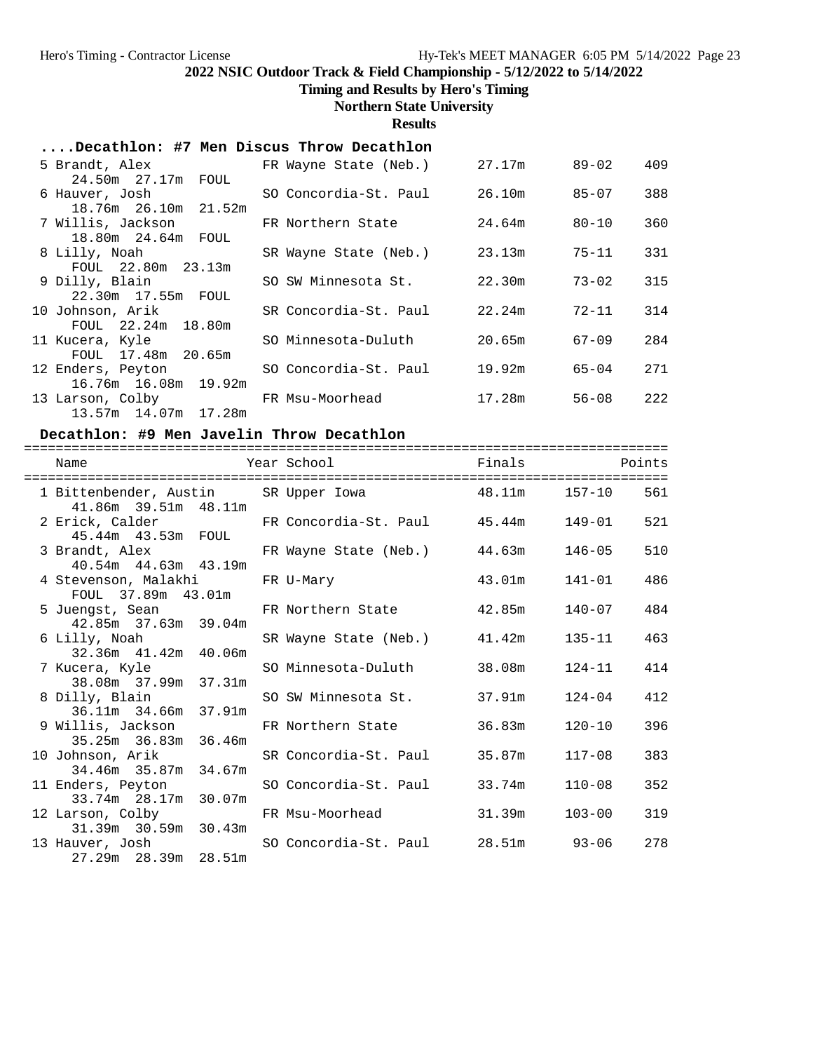## 2022 NSIC Outdoor Track & Field Championship - 5/12/2022 to 5/14/2022

**Timing and Results by Hero's Timing**

**Northern State University**

**Results**

### ....Decathlon: #7 Men Discus Throw Decathlon

| Place | Name | Year | School | Finals | | Points |
|---|---|---|---|---|---|---|
| 5 | Brandt, Alex | FR | Wayne State (Neb.) | 27.17m | 89-02 | 409 |
| | 24.50m 27.17m FOUL | | | | | |
| 6 | Hauver, Josh | SO | Concordia-St. Paul | 26.10m | 85-07 | 388 |
| | 18.76m 26.10m 21.52m | | | | | |
| 7 | Willis, Jackson | FR | Northern State | 24.64m | 80-10 | 360 |
| | 18.80m 24.64m FOUL | | | | | |
| 8 | Lilly, Noah | SR | Wayne State (Neb.) | 23.13m | 75-11 | 331 |
| | FOUL 22.80m 23.13m | | | | | |
| 9 | Dilly, Blain | SO | SW Minnesota St. | 22.30m | 73-02 | 315 |
| | 22.30m 17.55m FOUL | | | | | |
| 10 | Johnson, Arik | SR | Concordia-St. Paul | 22.24m | 72-11 | 314 |
| | FOUL 22.24m 18.80m | | | | | |
| 11 | Kucera, Kyle | SO | Minnesota-Duluth | 20.65m | 67-09 | 284 |
| | FOUL 17.48m 20.65m | | | | | |
| 12 | Enders, Peyton | SO | Concordia-St. Paul | 19.92m | 65-04 | 271 |
| | 16.76m 16.08m 19.92m | | | | | |
| 13 | Larson, Colby | FR | Msu-Moorhead | 17.28m | 56-08 | 222 |
| | 13.57m 14.07m 17.28m | | | | | |

### Decathlon: #9 Men Javelin Throw Decathlon

| Place | Name | Year | School | Finals | | Points |
|---|---|---|---|---|---|---|
| 1 | Bittenbender, Austin | SR | Upper Iowa | 48.11m | 157-10 | 561 |
| | 41.86m 39.51m 48.11m | | | | | |
| 2 | Erick, Calder | FR | Concordia-St. Paul | 45.44m | 149-01 | 521 |
| | 45.44m 43.53m FOUL | | | | | |
| 3 | Brandt, Alex | FR | Wayne State (Neb.) | 44.63m | 146-05 | 510 |
| | 40.54m 44.63m 43.19m | | | | | |
| 4 | Stevenson, Malakhi | FR | U-Mary | 43.01m | 141-01 | 486 |
| | FOUL 37.89m 43.01m | | | | | |
| 5 | Juengst, Sean | FR | Northern State | 42.85m | 140-07 | 484 |
| | 42.85m 37.63m 39.04m | | | | | |
| 6 | Lilly, Noah | SR | Wayne State (Neb.) | 41.42m | 135-11 | 463 |
| | 32.36m 41.42m 40.06m | | | | | |
| 7 | Kucera, Kyle | SO | Minnesota-Duluth | 38.08m | 124-11 | 414 |
| | 38.08m 37.99m 37.31m | | | | | |
| 8 | Dilly, Blain | SO | SW Minnesota St. | 37.91m | 124-04 | 412 |
| | 36.11m 34.66m 37.91m | | | | | |
| 9 | Willis, Jackson | FR | Northern State | 36.83m | 120-10 | 396 |
| | 35.25m 36.83m 36.46m | | | | | |
| 10 | Johnson, Arik | SR | Concordia-St. Paul | 35.87m | 117-08 | 383 |
| | 34.46m 35.87m 34.67m | | | | | |
| 11 | Enders, Peyton | SO | Concordia-St. Paul | 33.74m | 110-08 | 352 |
| | 33.74m 28.17m 30.07m | | | | | |
| 12 | Larson, Colby | FR | Msu-Moorhead | 31.39m | 103-00 | 319 |
| | 31.39m 30.59m 30.43m | | | | | |
| 13 | Hauver, Josh | SO | Concordia-St. Paul | 28.51m | 93-06 | 278 |
| | 27.29m 28.39m 28.51m | | | | | |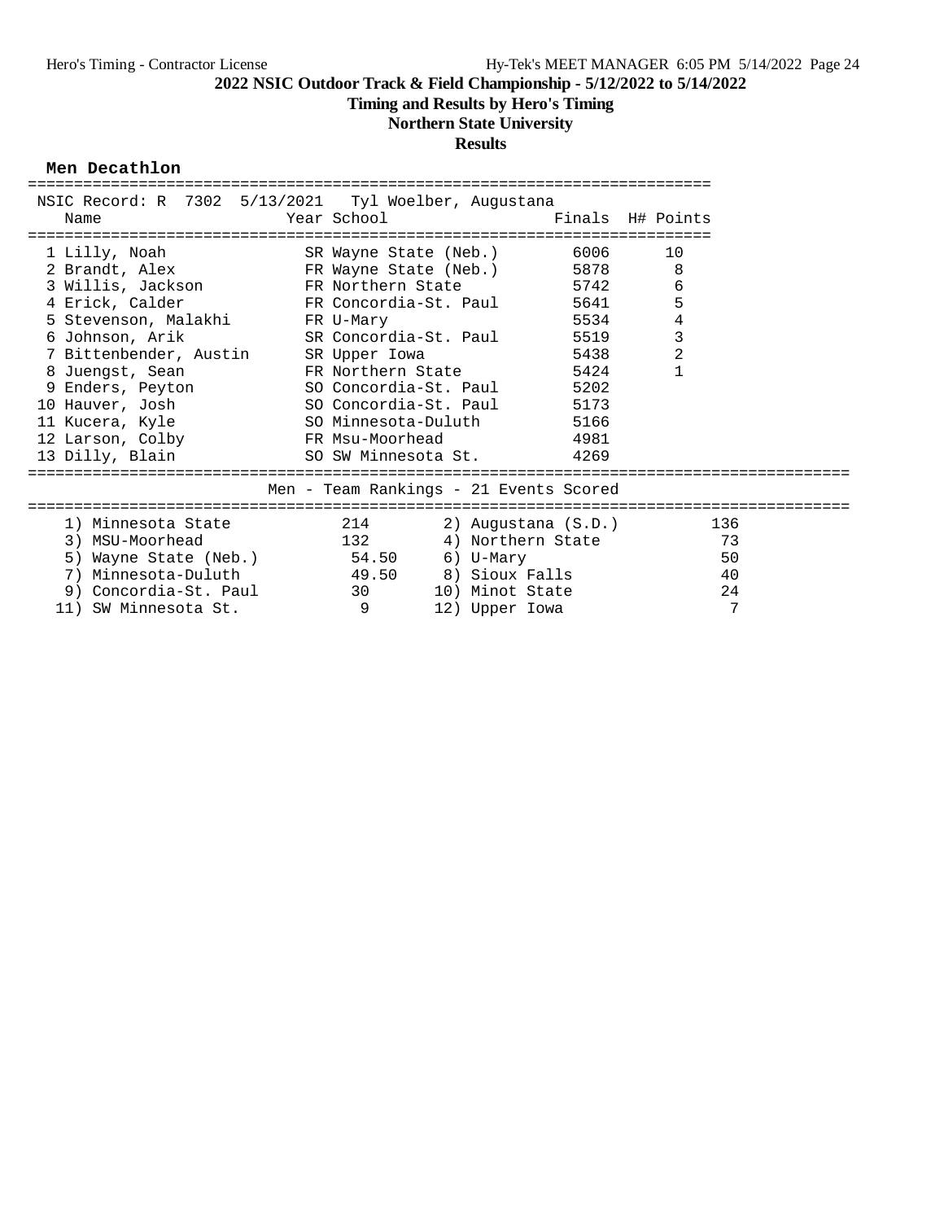## 2022 NSIC Outdoor Track & Field Championship - 5/12/2022 to 5/14/2022

**Timing and Results by Hero's Timing**

**Northern State University**

**Results**

### Men Decathlon

NSIC Record: R 7302 5/13/2021 Tyl Woelber, Augustana

| Place | Name | Year | School | Finals | H# Points |
|---|---|---|---|---|---|
| 1 | Lilly, Noah | SR | Wayne State (Neb.) | 6006 | 10 |
| 2 | Brandt, Alex | FR | Wayne State (Neb.) | 5878 | 8 |
| 3 | Willis, Jackson | FR | Northern State | 5742 | 6 |
| 4 | Erick, Calder | FR | Concordia-St. Paul | 5641 | 5 |
| 5 | Stevenson, Malakhi | FR | U-Mary | 5534 | 4 |
| 6 | Johnson, Arik | SR | Concordia-St. Paul | 5519 | 3 |
| 7 | Bittenbender, Austin | SR | Upper Iowa | 5438 | 2 |
| 8 | Juengst, Sean | FR | Northern State | 5424 | 1 |
| 9 | Enders, Peyton | SO | Concordia-St. Paul | 5202 | |
| 10 | Hauver, Josh | SO | Concordia-St. Paul | 5173 | |
| 11 | Kucera, Kyle | SO | Minnesota-Duluth | 5166 | |
| 12 | Larson, Colby | FR | Msu-Moorhead | 4981 | |
| 13 | Dilly, Blain | SO | SW Minnesota St. | 4269 | |

### Men - Team Rankings - 21 Events Scored

| Rank | Team | Points | Rank | Team | Points |
|---|---|---|---|---|---|
| 1) | Minnesota State | 214 | 2) | Augustana (S.D.) | 136 |
| 3) | MSU-Moorhead | 132 | 4) | Northern State | 73 |
| 5) | Wayne State (Neb.) | 54.50 | 6) | U-Mary | 50 |
| 7) | Minnesota-Duluth | 49.50 | 8) | Sioux Falls | 40 |
| 9) | Concordia-St. Paul | 30 | 10) | Minot State | 24 |
| 11) | SW Minnesota St. | 9 | 12) | Upper Iowa | 7 |